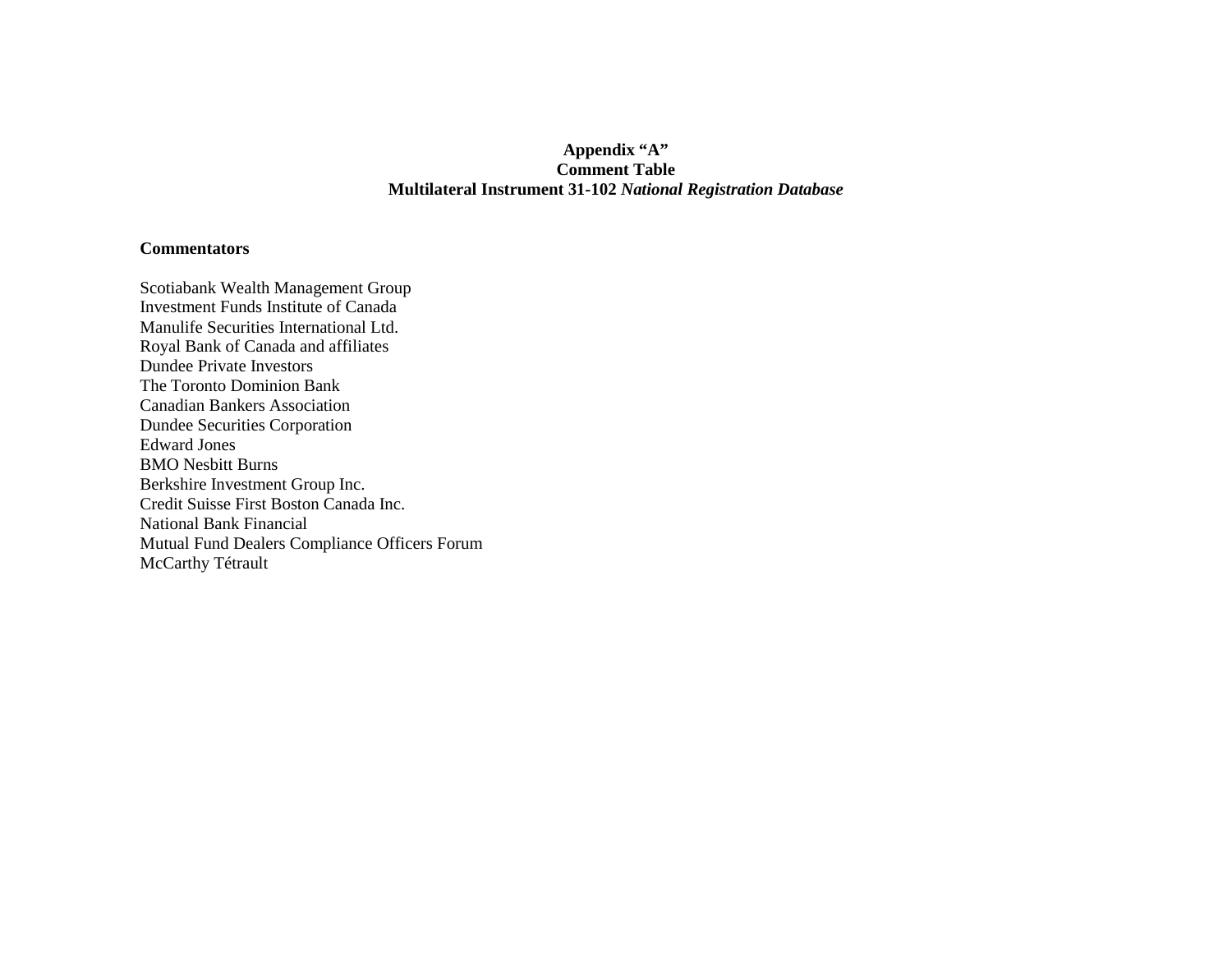**Appendix "A"**
**Comment Table**
**Multilateral Instrument 31-102 *National Registration Database***

**Commentators**

Scotiabank Wealth Management Group
Investment Funds Institute of Canada
Manulife Securities International Ltd.
Royal Bank of Canada and affiliates
Dundee Private Investors
The Toronto Dominion Bank
Canadian Bankers Association
Dundee Securities Corporation
Edward Jones
BMO Nesbitt Burns
Berkshire Investment Group Inc.
Credit Suisse First Boston Canada Inc.
National Bank Financial
Mutual Fund Dealers Compliance Officers Forum
McCarthy Tétrault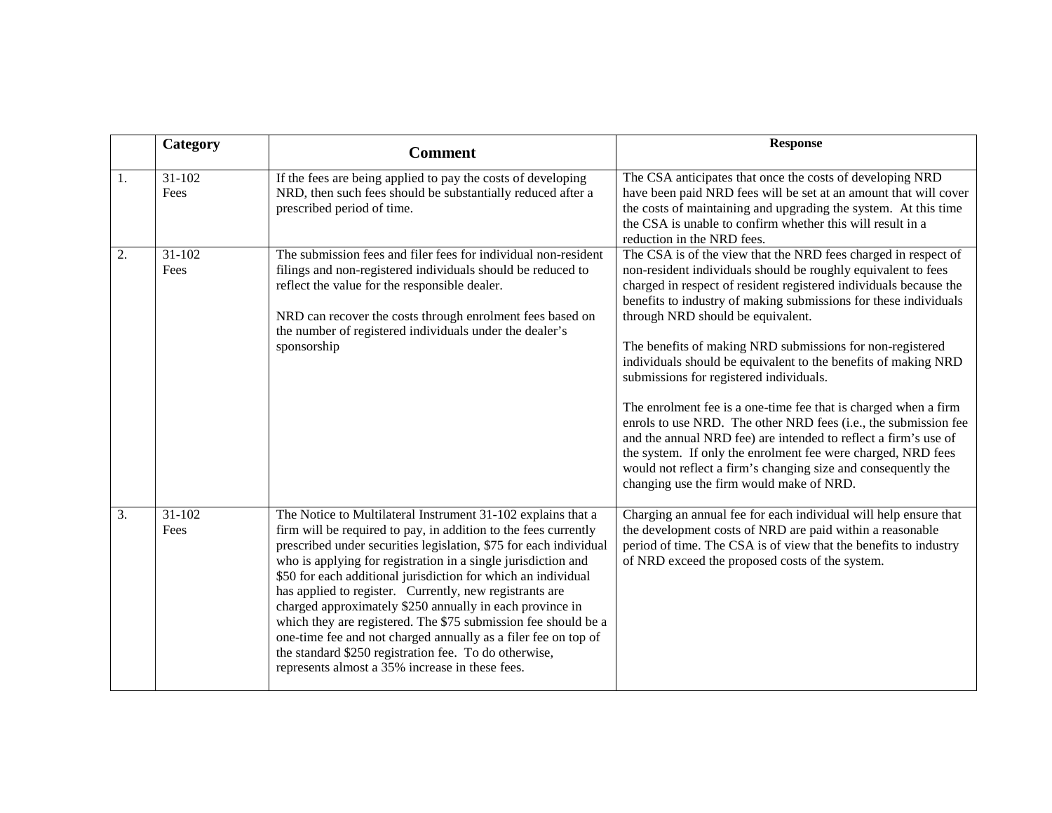|  | Category | Comment | Response |
| --- | --- | --- | --- |
| 1. | 31-102 Fees | If the fees are being applied to pay the costs of developing NRD, then such fees should be substantially reduced after a prescribed period of time. | The CSA anticipates that once the costs of developing NRD have been paid NRD fees will be set at an amount that will cover the costs of maintaining and upgrading the system. At this time the CSA is unable to confirm whether this will result in a reduction in the NRD fees. |
| 2. | 31-102 Fees | The submission fees and filer fees for individual non-resident filings and non-registered individuals should be reduced to reflect the value for the responsible dealer.<br><br>NRD can recover the costs through enrolment fees based on the number of registered individuals under the dealer's sponsorship | The CSA is of the view that the NRD fees charged in respect of non-resident individuals should be roughly equivalent to fees charged in respect of resident registered individuals because the benefits to industry of making submissions for these individuals through NRD should be equivalent.<br><br>The benefits of making NRD submissions for non-registered individuals should be equivalent to the benefits of making NRD submissions for registered individuals.<br><br>The enrolment fee is a one-time fee that is charged when a firm enrols to use NRD. The other NRD fees (i.e., the submission fee and the annual NRD fee) are intended to reflect a firm's use of the system. If only the enrolment fee were charged, NRD fees would not reflect a firm's changing size and consequently the changing use the firm would make of NRD. |
| 3. | 31-102 Fees | The Notice to Multilateral Instrument 31-102 explains that a firm will be required to pay, in addition to the fees currently prescribed under securities legislation, $75 for each individual who is applying for registration in a single jurisdiction and $50 for each additional jurisdiction for which an individual has applied to register. Currently, new registrants are charged approximately $250 annually in each province in which they are registered. The $75 submission fee should be a one-time fee and not charged annually as a filer fee on top of the standard $250 registration fee. To do otherwise, represents almost a 35% increase in these fees. | Charging an annual fee for each individual will help ensure that the development costs of NRD are paid within a reasonable period of time. The CSA is of view that the benefits to industry of NRD exceed the proposed costs of the system. |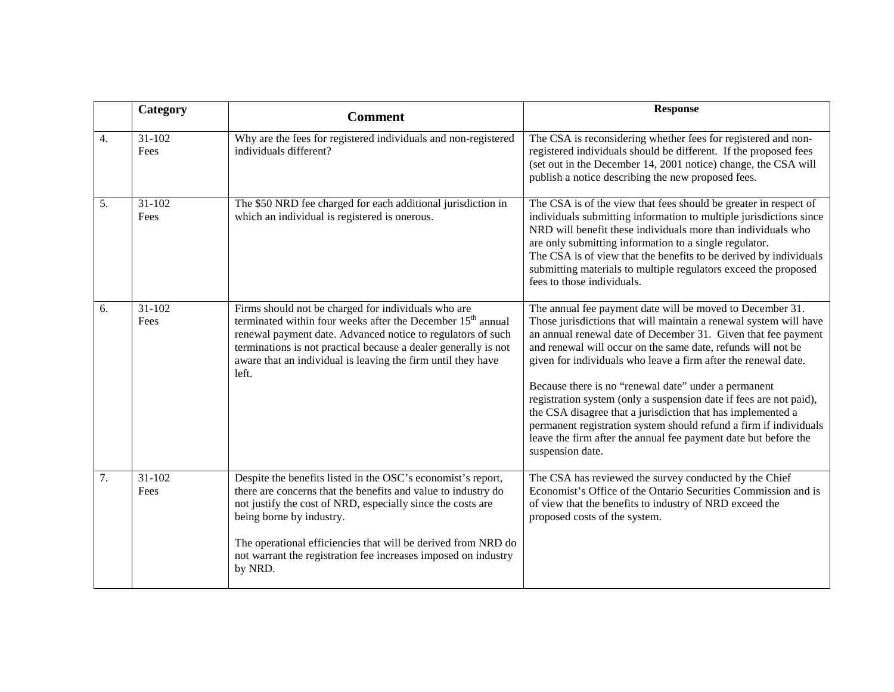| | Category | Comment | Response |
|---|---|---|---|
| 4. | 31-102 Fees | Why are the fees for registered individuals and non-registered individuals different? | The CSA is reconsidering whether fees for registered and non-registered individuals should be different. If the proposed fees (set out in the December 14, 2001 notice) change, the CSA will publish a notice describing the new proposed fees. |
| 5. | 31-102 Fees | The $50 NRD fee charged for each additional jurisdiction in which an individual is registered is onerous. | The CSA is of the view that fees should be greater in respect of individuals submitting information to multiple jurisdictions since NRD will benefit these individuals more than individuals who are only submitting information to a single regulator.<br>The CSA is of view that the benefits to be derived by individuals submitting materials to multiple regulators exceed the proposed fees to those individuals. |
| 6. | 31-102 Fees | Firms should not be charged for individuals who are terminated within four weeks after the December 15th annual renewal payment date. Advanced notice to regulators of such terminations is not practical because a dealer generally is not aware that an individual is leaving the firm until they have left. | The annual fee payment date will be moved to December 31. Those jurisdictions that will maintain a renewal system will have an annual renewal date of December 31. Given that fee payment and renewal will occur on the same date, refunds will not be given for individuals who leave a firm after the renewal date.<br><br>Because there is no "renewal date" under a permanent registration system (only a suspension date if fees are not paid), the CSA disagree that a jurisdiction that has implemented a permanent registration system should refund a firm if individuals leave the firm after the annual fee payment date but before the suspension date. |
| 7. | 31-102 Fees | Despite the benefits listed in the OSC's economist's report, there are concerns that the benefits and value to industry do not justify the cost of NRD, especially since the costs are being borne by industry.<br><br>The operational efficiencies that will be derived from NRD do not warrant the registration fee increases imposed on industry by NRD. | The CSA has reviewed the survey conducted by the Chief Economist's Office of the Ontario Securities Commission and is of view that the benefits to industry of NRD exceed the proposed costs of the system. |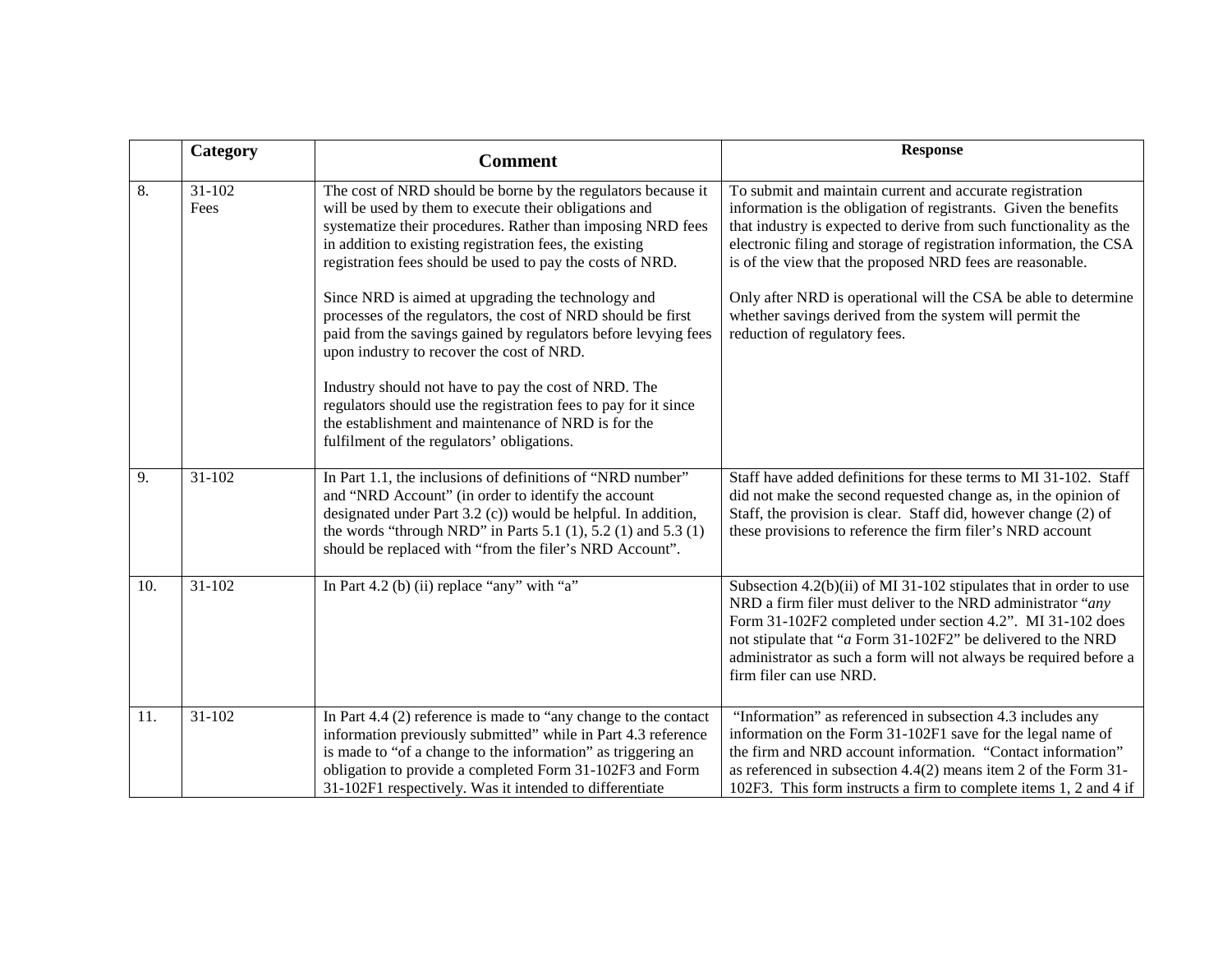|  | Category | Comment | Response |
|---|---|---|---|
| 8. | 31-102 Fees | The cost of NRD should be borne by the regulators because it will be used by them to execute their obligations and systematize their procedures. Rather than imposing NRD fees in addition to existing registration fees, the existing registration fees should be used to pay the costs of NRD.<br><br>Since NRD is aimed at upgrading the technology and processes of the regulators, the cost of NRD should be first paid from the savings gained by regulators before levying fees upon industry to recover the cost of NRD.<br><br>Industry should not have to pay the cost of NRD. The regulators should use the registration fees to pay for it since the establishment and maintenance of NRD is for the fulfilment of the regulators' obligations. | To submit and maintain current and accurate registration information is the obligation of registrants. Given the benefits that industry is expected to derive from such functionality as the electronic filing and storage of registration information, the CSA is of the view that the proposed NRD fees are reasonable.<br><br>Only after NRD is operational will the CSA be able to determine whether savings derived from the system will permit the reduction of regulatory fees. |
| 9. | 31-102 | In Part 1.1, the inclusions of definitions of "NRD number" and "NRD Account" (in order to identify the account designated under Part 3.2 (c)) would be helpful. In addition, the words "through NRD" in Parts 5.1 (1), 5.2 (1) and 5.3 (1) should be replaced with "from the filer's NRD Account". | Staff have added definitions for these terms to MI 31-102. Staff did not make the second requested change as, in the opinion of Staff, the provision is clear. Staff did, however change (2) of these provisions to reference the firm filer's NRD account |
| 10. | 31-102 | In Part 4.2 (b) (ii) replace "any" with "a" | Subsection 4.2(b)(ii) of MI 31-102 stipulates that in order to use NRD a firm filer must deliver to the NRD administrator "*any* Form 31-102F2 completed under section 4.2". MI 31-102 does not stipulate that "*a* Form 31-102F2" be delivered to the NRD administrator as such a form will not always be required before a firm filer can use NRD. |
| 11. | 31-102 | In Part 4.4 (2) reference is made to "any change to the contact information previously submitted" while in Part 4.3 reference is made to "of a change to the information" as triggering an obligation to provide a completed Form 31-102F3 and Form 31-102F1 respectively. Was it intended to differentiate | "Information" as referenced in subsection 4.3 includes any information on the Form 31-102F1 save for the legal name of the firm and NRD account information. "Contact information" as referenced in subsection 4.4(2) means item 2 of the Form 31-102F3. This form instructs a firm to complete items 1, 2 and 4 if |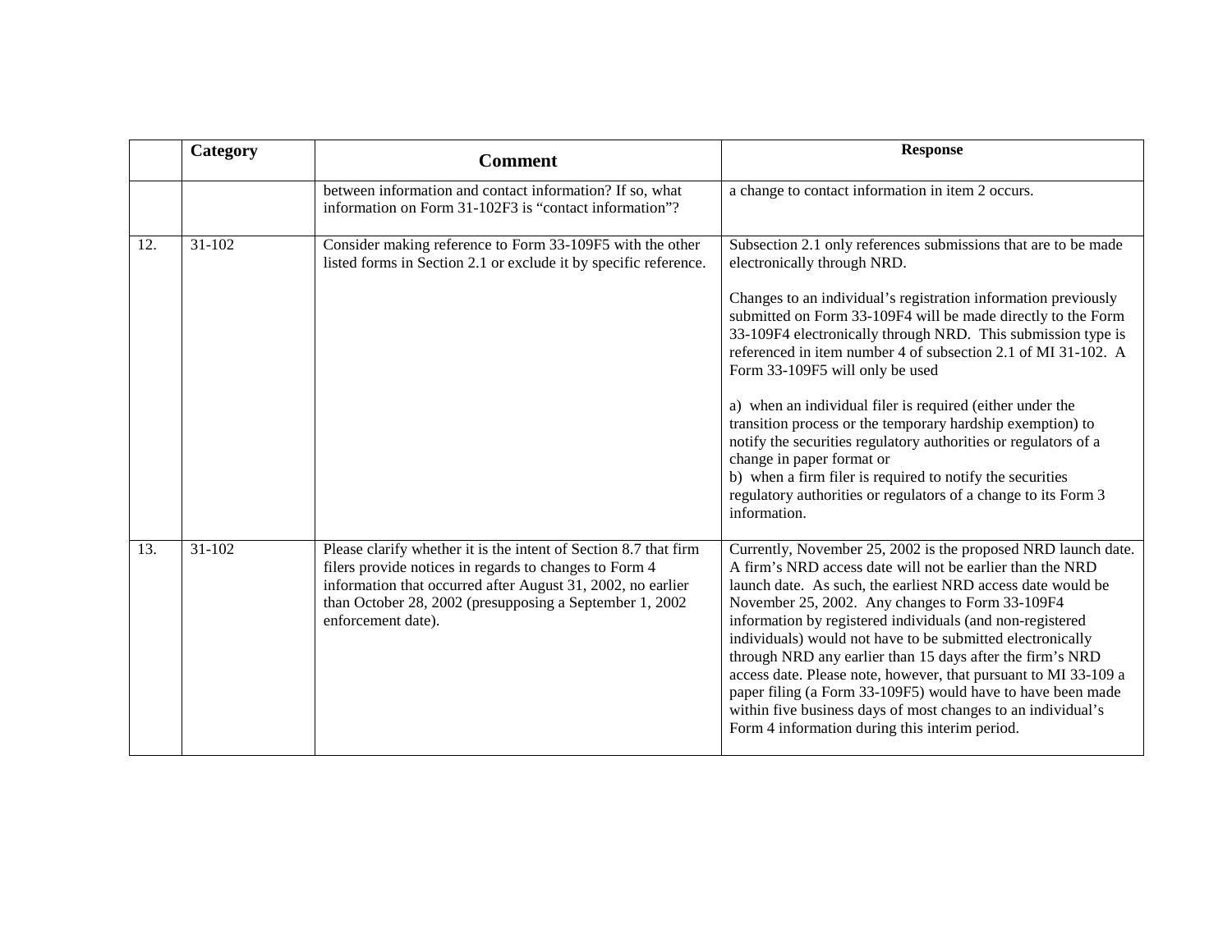|  | Category | Comment | Response |
| --- | --- | --- | --- |
|  |  | between information and contact information? If so, what information on Form 31-102F3 is "contact information"? | a change to contact information in item 2 occurs. |
| 12. | 31-102 | Consider making reference to Form 33-109F5 with the other listed forms in Section 2.1 or exclude it by specific reference. | Subsection 2.1 only references submissions that are to be made electronically through NRD.<br><br>Changes to an individual's registration information previously submitted on Form 33-109F4 will be made directly to the Form 33-109F4 electronically through NRD. This submission type is referenced in item number 4 of subsection 2.1 of MI 31-102. A Form 33-109F5 will only be used<br><br>a) when an individual filer is required (either under the transition process or the temporary hardship exemption) to notify the securities regulatory authorities or regulators of a change in paper format or<br>b) when a firm filer is required to notify the securities regulatory authorities or regulators of a change to its Form 3 information. |
| 13. | 31-102 | Please clarify whether it is the intent of Section 8.7 that firm filers provide notices in regards to changes to Form 4 information that occurred after August 31, 2002, no earlier than October 28, 2002 (presupposing a September 1, 2002 enforcement date). | Currently, November 25, 2002 is the proposed NRD launch date. A firm's NRD access date will not be earlier than the NRD launch date. As such, the earliest NRD access date would be November 25, 2002. Any changes to Form 33-109F4 information by registered individuals (and non-registered individuals) would not have to be submitted electronically through NRD any earlier than 15 days after the firm's NRD access date. Please note, however, that pursuant to MI 33-109 a paper filing (a Form 33-109F5) would have to have been made within five business days of most changes to an individual's Form 4 information during this interim period. |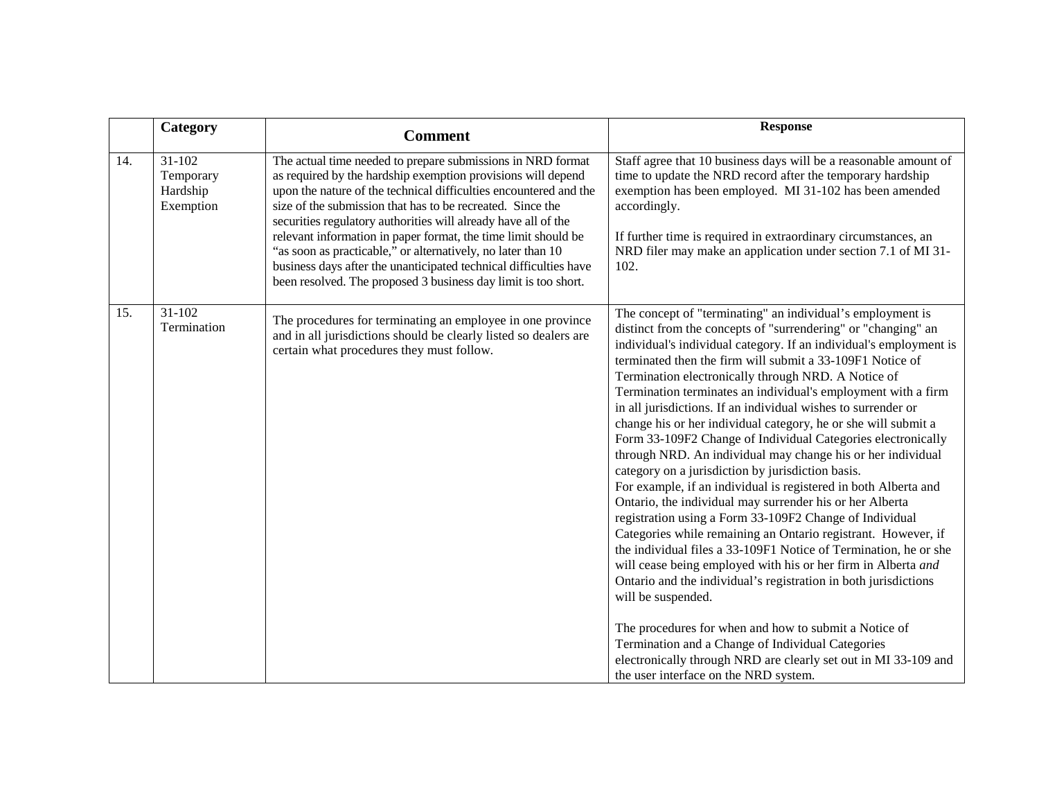|  | Category | Comment | Response |
|---|---|---|---|
| 14. | 31-102 Temporary Hardship Exemption | The actual time needed to prepare submissions in NRD format as required by the hardship exemption provisions will depend upon the nature of the technical difficulties encountered and the size of the submission that has to be recreated. Since the securities regulatory authorities will already have all of the relevant information in paper format, the time limit should be "as soon as practicable," or alternatively, no later than 10 business days after the unanticipated technical difficulties have been resolved. The proposed 3 business day limit is too short. | Staff agree that 10 business days will be a reasonable amount of time to update the NRD record after the temporary hardship exemption has been employed. MI 31-102 has been amended accordingly.<br><br>If further time is required in extraordinary circumstances, an NRD filer may make an application under section 7.1 of MI 31-102. |
| 15. | 31-102 Termination | The procedures for terminating an employee in one province and in all jurisdictions should be clearly listed so dealers are certain what procedures they must follow. | The concept of "terminating" an individual's employment is distinct from the concepts of "surrendering" or "changing" an individual's individual category. If an individual's employment is terminated then the firm will submit a 33-109F1 Notice of Termination electronically through NRD. A Notice of Termination terminates an individual's employment with a firm in all jurisdictions. If an individual wishes to surrender or change his or her individual category, he or she will submit a Form 33-109F2 Change of Individual Categories electronically through NRD. An individual may change his or her individual category on a jurisdiction by jurisdiction basis.<br>For example, if an individual is registered in both Alberta and Ontario, the individual may surrender his or her Alberta registration using a Form 33-109F2 Change of Individual Categories while remaining an Ontario registrant. However, if the individual files a 33-109F1 Notice of Termination, he or she will cease being employed with his or her firm in Alberta *and* Ontario and the individual's registration in both jurisdictions will be suspended.<br><br>The procedures for when and how to submit a Notice of Termination and a Change of Individual Categories electronically through NRD are clearly set out in MI 33-109 and the user interface on the NRD system. |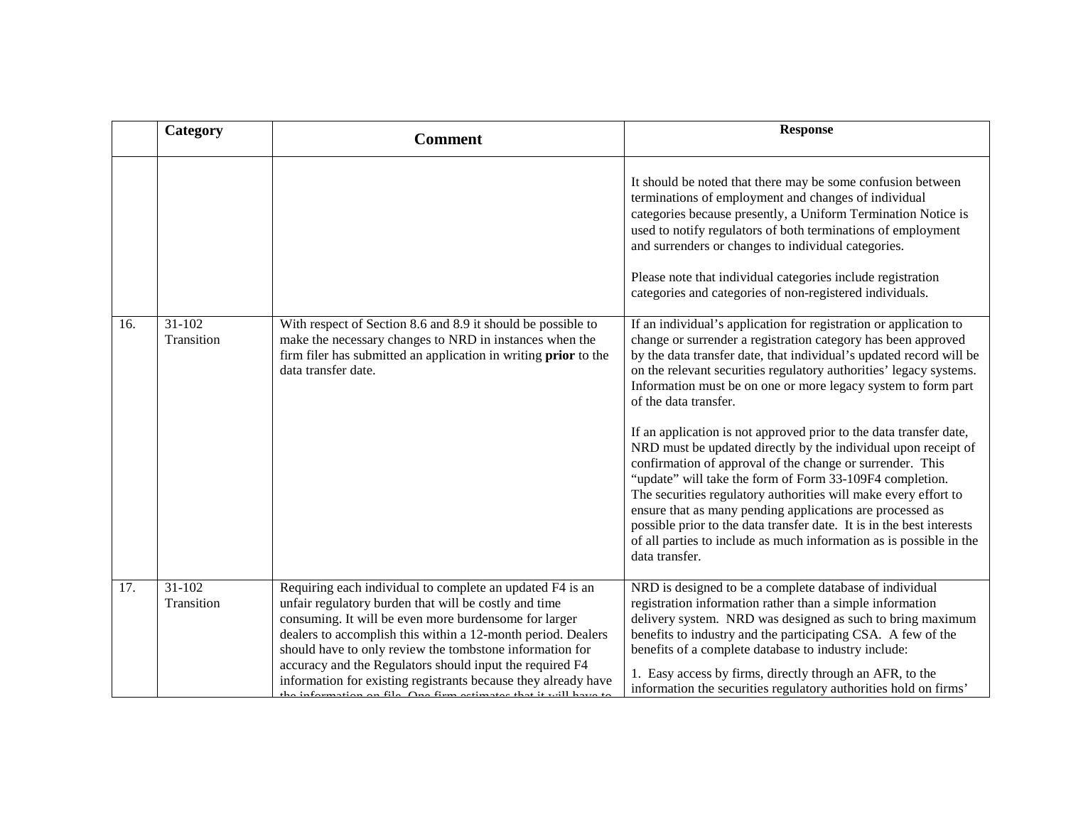| | Category | Comment | Response |
|---|---|---|---|
| | | | It should be noted that there may be some confusion between terminations of employment and changes of individual categories because presently, a Uniform Termination Notice is used to notify regulators of both terminations of employment and surrenders or changes to individual categories.<br><br>Please note that individual categories include registration categories and categories of non-registered individuals. |
| 16. | 31-102 Transition | With respect of Section 8.6 and 8.9 it should be possible to make the necessary changes to NRD in instances when the firm filer has submitted an application in writing **prior** to the data transfer date. | If an individual's application for registration or application to change or surrender a registration category has been approved by the data transfer date, that individual's updated record will be on the relevant securities regulatory authorities' legacy systems. Information must be on one or more legacy system to form part of the data transfer.<br><br>If an application is not approved prior to the data transfer date, NRD must be updated directly by the individual upon receipt of confirmation of approval of the change or surrender. This "update" will take the form of Form 33-109F4 completion. The securities regulatory authorities will make every effort to ensure that as many pending applications are processed as possible prior to the data transfer date. It is in the best interests of all parties to include as much information as is possible in the data transfer. |
| 17. | 31-102 Transition | Requiring each individual to complete an updated F4 is an unfair regulatory burden that will be costly and time consuming. It will be even more burdensome for larger dealers to accomplish this within a 12-month period. Dealers should have to only review the tombstone information for accuracy and the Regulators should input the required F4 information for existing registrants because they already have the information on file. One firm estimates that it will have to | NRD is designed to be a complete database of individual registration information rather than a simple information delivery system. NRD was designed as such to bring maximum benefits to industry and the participating CSA. A few of the benefits of a complete database to industry include:<br><br>1. Easy access by firms, directly through an AFR, to the information the securities regulatory authorities hold on firms' |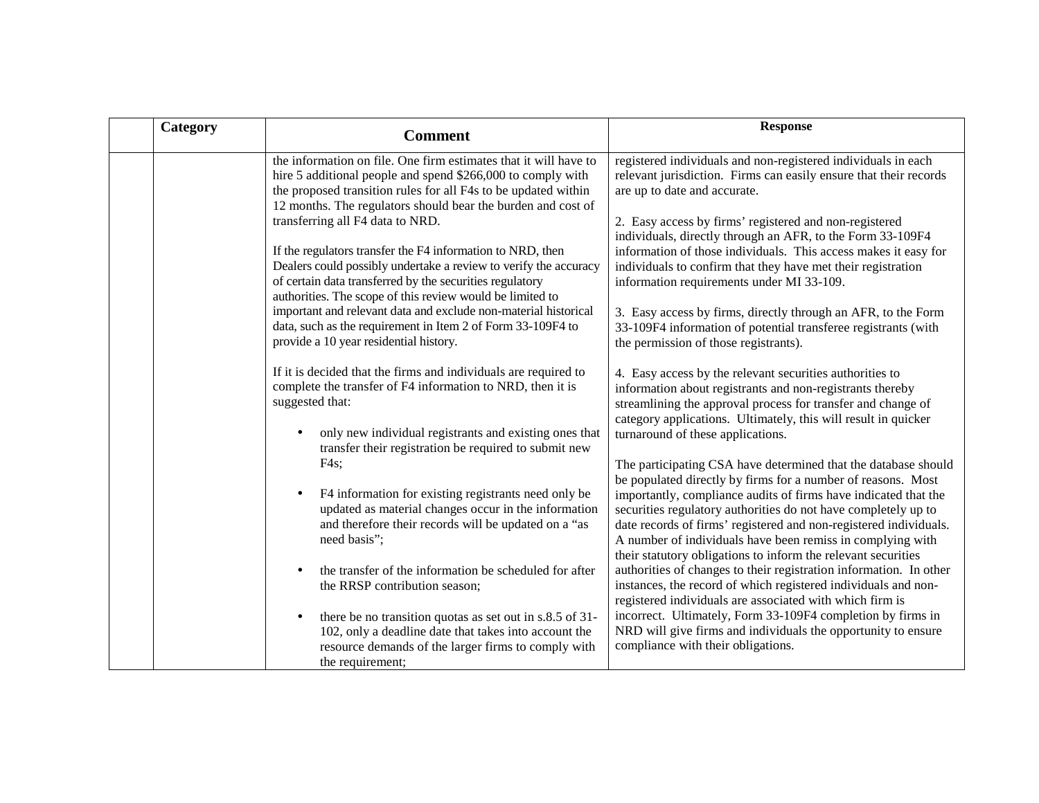|  | Category | Comment | Response |
| --- | --- | --- | --- |
|  |  | the information on file. One firm estimates that it will have to hire 5 additional people and spend $266,000 to comply with the proposed transition rules for all F4s to be updated within 12 months. The regulators should bear the burden and cost of transferring all F4 data to NRD.<br><br>If the regulators transfer the F4 information to NRD, then Dealers could possibly undertake a review to verify the accuracy of certain data transferred by the securities regulatory authorities. The scope of this review would be limited to important and relevant data and exclude non-material historical data, such as the requirement in Item 2 of Form 33-109F4 to provide a 10 year residential history.<br><br>If it is decided that the firms and individuals are required to complete the transfer of F4 information to NRD, then it is suggested that:<br><br>• only new individual registrants and existing ones that transfer their registration be required to submit new F4s;<br><br>• F4 information for existing registrants need only be updated as material changes occur in the information and therefore their records will be updated on a "as need basis";<br><br>• the transfer of the information be scheduled for after the RRSP contribution season;<br><br>• there be no transition quotas as set out in s.8.5 of 31-102, only a deadline date that takes into account the resource demands of the larger firms to comply with the requirement; | registered individuals and non-registered individuals in each relevant jurisdiction. Firms can easily ensure that their records are up to date and accurate.<br><br>2. Easy access by firms' registered and non-registered individuals, directly through an AFR, to the Form 33-109F4 information of those individuals. This access makes it easy for individuals to confirm that they have met their registration information requirements under MI 33-109.<br><br>3. Easy access by firms, directly through an AFR, to the Form 33-109F4 information of potential transferee registrants (with the permission of those registrants).<br><br>4. Easy access by the relevant securities authorities to information about registrants and non-registrants thereby streamlining the approval process for transfer and change of category applications. Ultimately, this will result in quicker turnaround of these applications.<br><br>The participating CSA have determined that the database should be populated directly by firms for a number of reasons. Most importantly, compliance audits of firms have indicated that the securities regulatory authorities do not have completely up to date records of firms' registered and non-registered individuals. A number of individuals have been remiss in complying with their statutory obligations to inform the relevant securities authorities of changes to their registration information. In other instances, the record of which registered individuals and non-registered individuals are associated with which firm is incorrect. Ultimately, Form 33-109F4 completion by firms in NRD will give firms and individuals the opportunity to ensure compliance with their obligations. |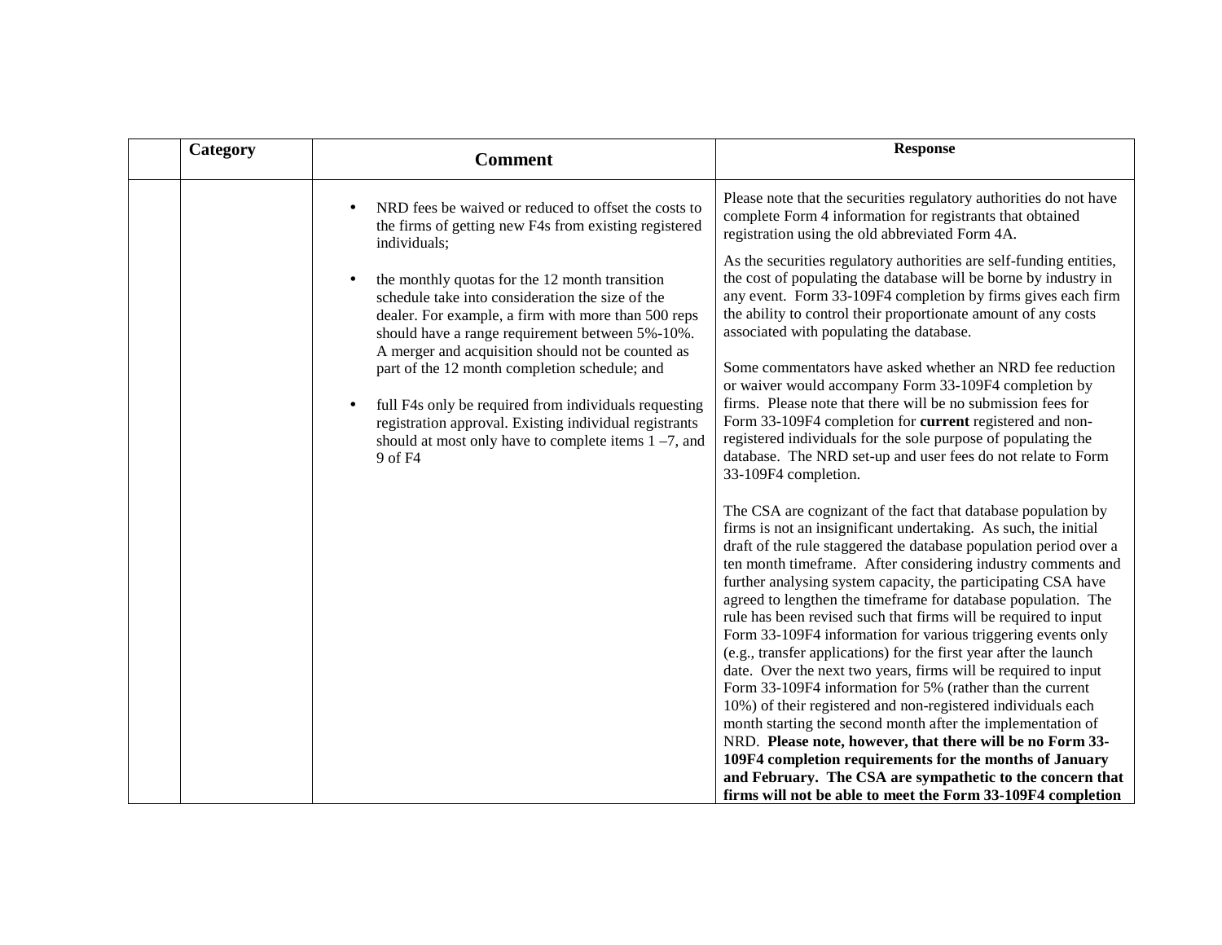|  | Category | Comment | Response |
|---|---|---|---|
|  |  | • NRD fees be waived or reduced to offset the costs to the firms of getting new F4s from existing registered individuals;<br><br>• the monthly quotas for the 12 month transition schedule take into consideration the size of the dealer. For example, a firm with more than 500 reps should have a range requirement between 5%-10%. A merger and acquisition should not be counted as part of the 12 month completion schedule; and<br><br>• full F4s only be required from individuals requesting registration approval. Existing individual registrants should at most only have to complete items 1 –7, and 9 of F4 | Please note that the securities regulatory authorities do not have complete Form 4 information for registrants that obtained registration using the old abbreviated Form 4A.<br><br>As the securities regulatory authorities are self-funding entities, the cost of populating the database will be borne by industry in any event. Form 33-109F4 completion by firms gives each firm the ability to control their proportionate amount of any costs associated with populating the database.<br><br>Some commentators have asked whether an NRD fee reduction or waiver would accompany Form 33-109F4 completion by firms. Please note that there will be no submission fees for Form 33-109F4 completion for **current** registered and non-registered individuals for the sole purpose of populating the database. The NRD set-up and user fees do not relate to Form 33-109F4 completion.<br><br>The CSA are cognizant of the fact that database population by firms is not an insignificant undertaking. As such, the initial draft of the rule staggered the database population period over a ten month timeframe. After considering industry comments and further analysing system capacity, the participating CSA have agreed to lengthen the timeframe for database population. The rule has been revised such that firms will be required to input Form 33-109F4 information for various triggering events only (e.g., transfer applications) for the first year after the launch date. Over the next two years, firms will be required to input Form 33-109F4 information for 5% (rather than the current 10%) of their registered and non-registered individuals each month starting the second month after the implementation of NRD. **Please note, however, that there will be no Form 33-109F4 completion requirements for the months of January and February. The CSA are sympathetic to the concern that firms will not be able to meet the Form 33-109F4 completion** |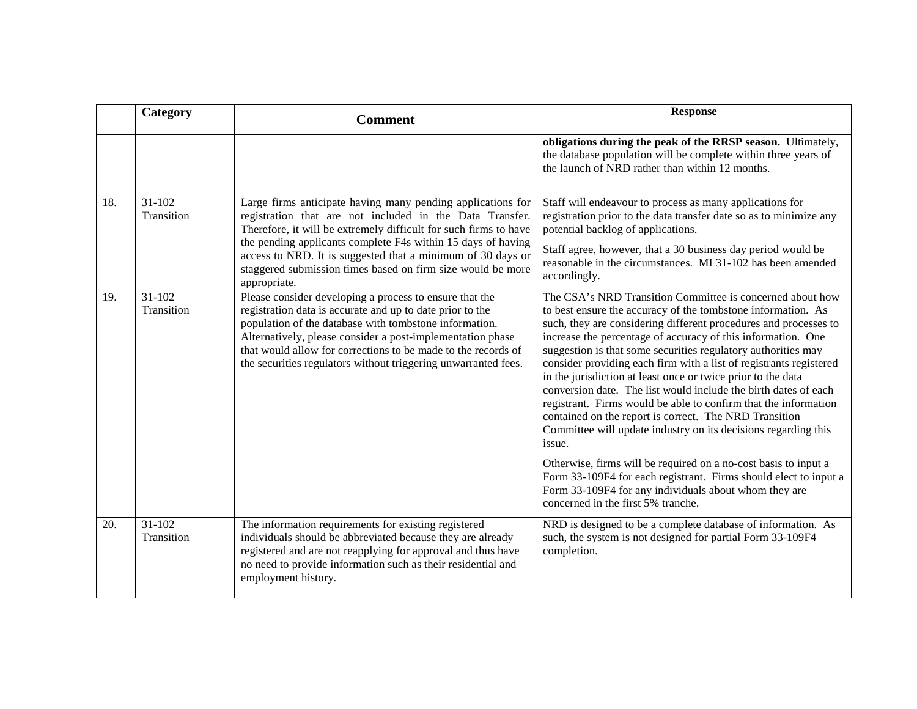| | Category | Comment | Response |
|---|---|---|---|
| | | | **obligations during the peak of the RRSP season.** Ultimately, the database population will be complete within three years of the launch of NRD rather than within 12 months. |
| 18. | 31-102 Transition | Large firms anticipate having many pending applications for registration that are not included in the Data Transfer. Therefore, it will be extremely difficult for such firms to have the pending applicants complete F4s within 15 days of having access to NRD. It is suggested that a minimum of 30 days or staggered submission times based on firm size would be more appropriate. | Staff will endeavour to process as many applications for registration prior to the data transfer date so as to minimize any potential backlog of applications.<br><br>Staff agree, however, that a 30 business day period would be reasonable in the circumstances. MI 31-102 has been amended accordingly. |
| 19. | 31-102 Transition | Please consider developing a process to ensure that the registration data is accurate and up to date prior to the population of the database with tombstone information. Alternatively, please consider a post-implementation phase that would allow for corrections to be made to the records of the securities regulators without triggering unwarranted fees. | The CSA's NRD Transition Committee is concerned about how to best ensure the accuracy of the tombstone information. As such, they are considering different procedures and processes to increase the percentage of accuracy of this information. One suggestion is that some securities regulatory authorities may consider providing each firm with a list of registrants registered in the jurisdiction at least once or twice prior to the data conversion date. The list would include the birth dates of each registrant. Firms would be able to confirm that the information contained on the report is correct. The NRD Transition Committee will update industry on its decisions regarding this issue.<br><br>Otherwise, firms will be required on a no-cost basis to input a Form 33-109F4 for each registrant. Firms should elect to input a Form 33-109F4 for any individuals about whom they are concerned in the first 5% tranche. |
| 20. | 31-102 Transition | The information requirements for existing registered individuals should be abbreviated because they are already registered and are not reapplying for approval and thus have no need to provide information such as their residential and employment history. | NRD is designed to be a complete database of information. As such, the system is not designed for partial Form 33-109F4 completion. |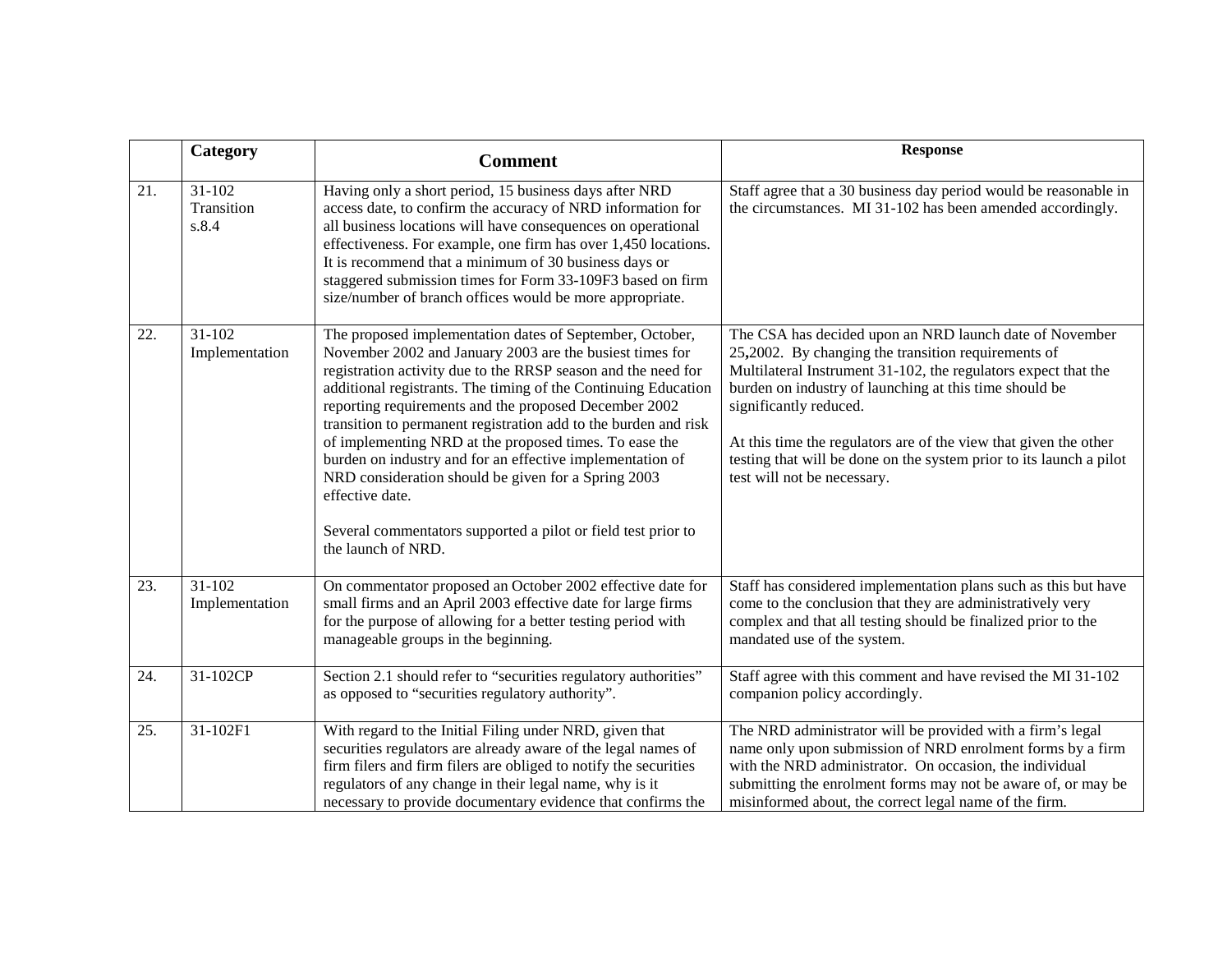| | Category | Comment | Response |
|---|---|---|---|
| 21. | 31-102 Transition s.8.4 | Having only a short period, 15 business days after NRD access date, to confirm the accuracy of NRD information for all business locations will have consequences on operational effectiveness. For example, one firm has over 1,450 locations. It is recommend that a minimum of 30 business days or staggered submission times for Form 33-109F3 based on firm size/number of branch offices would be more appropriate. | Staff agree that a 30 business day period would be reasonable in the circumstances. MI 31-102 has been amended accordingly. |
| 22. | 31-102 Implementation | The proposed implementation dates of September, October, November 2002 and January 2003 are the busiest times for registration activity due to the RRSP season and the need for additional registrants. The timing of the Continuing Education reporting requirements and the proposed December 2002 transition to permanent registration add to the burden and risk of implementing NRD at the proposed times. To ease the burden on industry and for an effective implementation of NRD consideration should be given for a Spring 2003 effective date.<br><br>Several commentators supported a pilot or field test prior to the launch of NRD. | The CSA has decided upon an NRD launch date of November 25**,**2002. By changing the transition requirements of Multilateral Instrument 31-102, the regulators expect that the burden on industry of launching at this time should be significantly reduced.<br><br>At this time the regulators are of the view that given the other testing that will be done on the system prior to its launch a pilot test will not be necessary. |
| 23. | 31-102 Implementation | On commentator proposed an October 2002 effective date for small firms and an April 2003 effective date for large firms for the purpose of allowing for a better testing period with manageable groups in the beginning. | Staff has considered implementation plans such as this but have come to the conclusion that they are administratively very complex and that all testing should be finalized prior to the mandated use of the system. |
| 24. | 31-102CP | Section 2.1 should refer to "securities regulatory authorities" as opposed to "securities regulatory authority". | Staff agree with this comment and have revised the MI 31-102 companion policy accordingly. |
| 25. | 31-102F1 | With regard to the Initial Filing under NRD, given that securities regulators are already aware of the legal names of firm filers and firm filers are obliged to notify the securities regulators of any change in their legal name, why is it necessary to provide documentary evidence that confirms the | The NRD administrator will be provided with a firm's legal name only upon submission of NRD enrolment forms by a firm with the NRD administrator. On occasion, the individual submitting the enrolment forms may not be aware of, or may be misinformed about, the correct legal name of the firm. |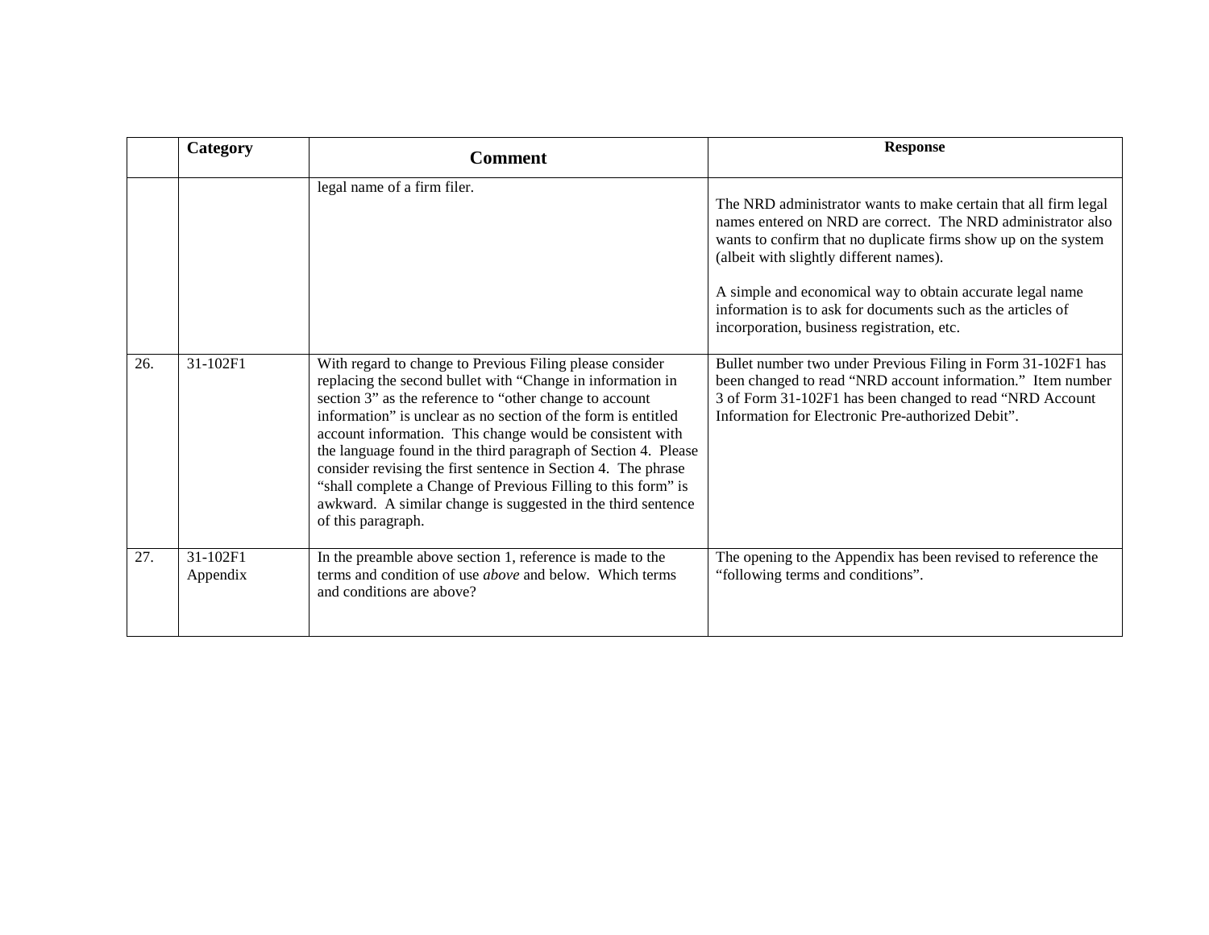|  | Category | Comment | Response |
|---|---|---|---|
|  |  | legal name of a firm filer. | The NRD administrator wants to make certain that all firm legal names entered on NRD are correct. The NRD administrator also wants to confirm that no duplicate firms show up on the system (albeit with slightly different names).<br><br>A simple and economical way to obtain accurate legal name information is to ask for documents such as the articles of incorporation, business registration, etc. |
| 26. | 31-102F1 | With regard to change to Previous Filing please consider replacing the second bullet with "Change in information in section 3" as the reference to "other change to account information" is unclear as no section of the form is entitled account information. This change would be consistent with the language found in the third paragraph of Section 4. Please consider revising the first sentence in Section 4. The phrase "shall complete a Change of Previous Filling to this form" is awkward. A similar change is suggested in the third sentence of this paragraph. | Bullet number two under Previous Filing in Form 31-102F1 has been changed to read "NRD account information." Item number 3 of Form 31-102F1 has been changed to read "NRD Account Information for Electronic Pre-authorized Debit". |
| 27. | 31-102F1 Appendix | In the preamble above section 1, reference is made to the terms and condition of use *above* and below. Which terms and conditions are above? | The opening to the Appendix has been revised to reference the "following terms and conditions". |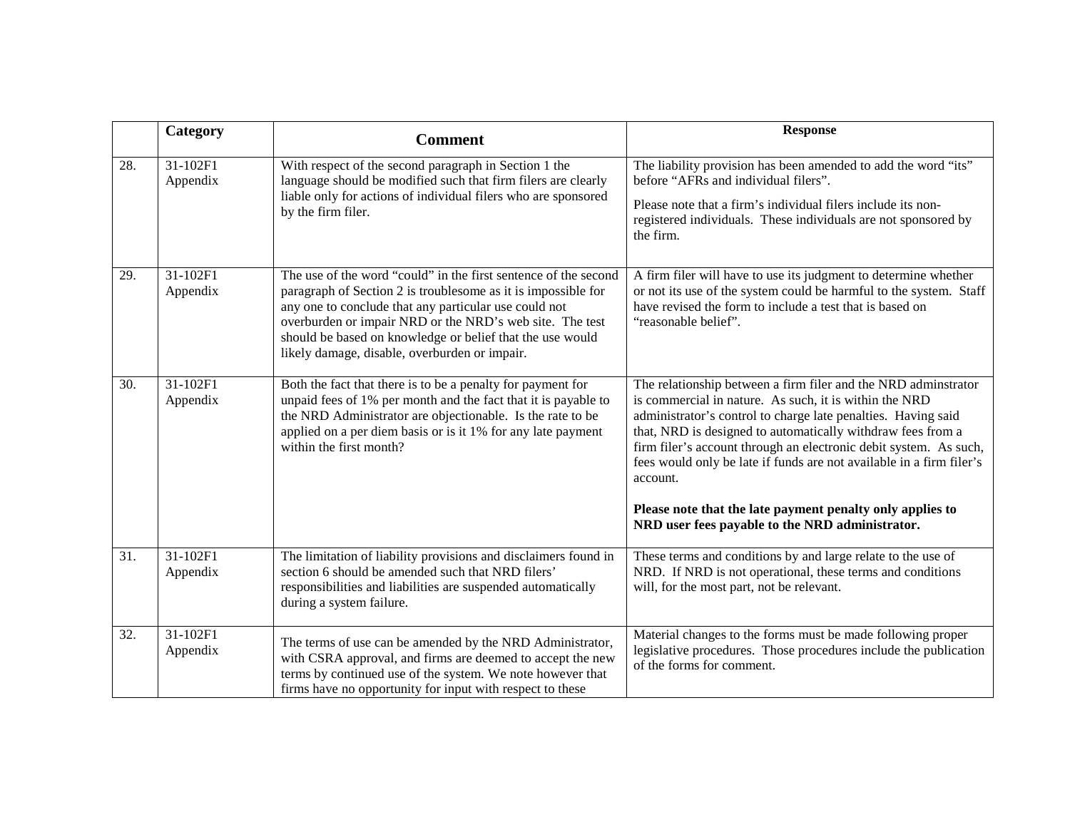| | Category | Comment | Response |
|---|---|---|---|
| 28. | 31-102F1 Appendix | With respect of the second paragraph in Section 1 the language should be modified such that firm filers are clearly liable only for actions of individual filers who are sponsored by the firm filer. | The liability provision has been amended to add the word "its" before "AFRs and individual filers".<br><br>Please note that a firm's individual filers include its non-registered individuals. These individuals are not sponsored by the firm. |
| 29. | 31-102F1 Appendix | The use of the word "could" in the first sentence of the second paragraph of Section 2 is troublesome as it is impossible for any one to conclude that any particular use could not overburden or impair NRD or the NRD's web site. The test should be based on knowledge or belief that the use would likely damage, disable, overburden or impair. | A firm filer will have to use its judgment to determine whether or not its use of the system could be harmful to the system. Staff have revised the form to include a test that is based on "reasonable belief". |
| 30. | 31-102F1 Appendix | Both the fact that there is to be a penalty for payment for unpaid fees of 1% per month and the fact that it is payable to the NRD Administrator are objectionable. Is the rate to be applied on a per diem basis or is it 1% for any late payment within the first month? | The relationship between a firm filer and the NRD adminstrator is commercial in nature. As such, it is within the NRD administrator's control to charge late penalties. Having said that, NRD is designed to automatically withdraw fees from a firm filer's account through an electronic debit system. As such, fees would only be late if funds are not available in a firm filer's account.<br><br>**Please note that the late payment penalty only applies to NRD user fees payable to the NRD administrator.** |
| 31. | 31-102F1 Appendix | The limitation of liability provisions and disclaimers found in section 6 should be amended such that NRD filers' responsibilities and liabilities are suspended automatically during a system failure. | These terms and conditions by and large relate to the use of NRD. If NRD is not operational, these terms and conditions will, for the most part, not be relevant. |
| 32. | 31-102F1 Appendix | The terms of use can be amended by the NRD Administrator, with CSRA approval, and firms are deemed to accept the new terms by continued use of the system. We note however that firms have no opportunity for input with respect to these | Material changes to the forms must be made following proper legislative procedures. Those procedures include the publication of the forms for comment. |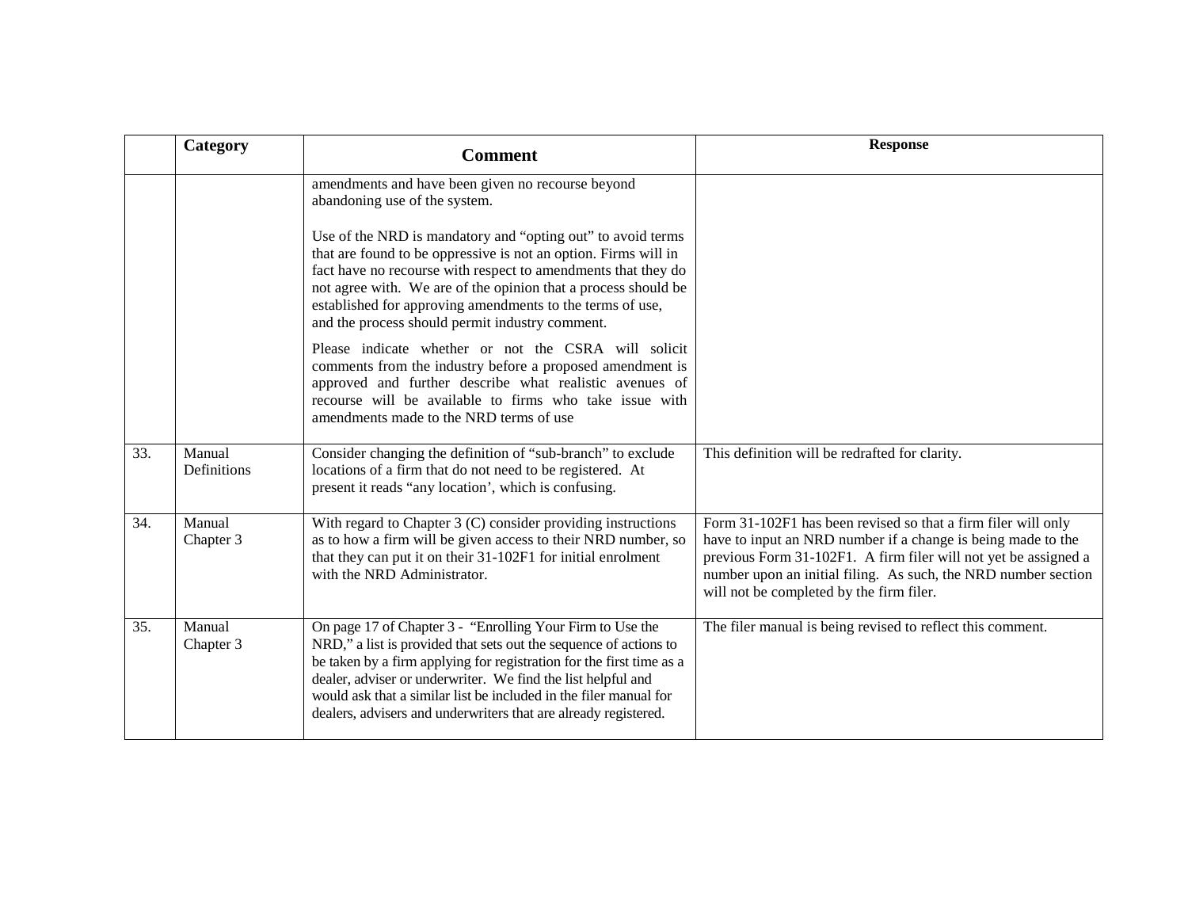|  | Category | Comment | Response |
|---|---|---|---|
|  |  | amendments and have been given no recourse beyond abandoning use of the system.<br><br>Use of the NRD is mandatory and "opting out" to avoid terms that are found to be oppressive is not an option. Firms will in fact have no recourse with respect to amendments that they do not agree with. We are of the opinion that a process should be established for approving amendments to the terms of use, and the process should permit industry comment.<br><br>Please indicate whether or not the CSRA will solicit comments from the industry before a proposed amendment is approved and further describe what realistic avenues of recourse will be available to firms who take issue with amendments made to the NRD terms of use |  |
| 33. | Manual Definitions | Consider changing the definition of "sub-branch" to exclude locations of a firm that do not need to be registered. At present it reads "any location', which is confusing. | This definition will be redrafted for clarity. |
| 34. | Manual Chapter 3 | With regard to Chapter 3 (C) consider providing instructions as to how a firm will be given access to their NRD number, so that they can put it on their 31-102F1 for initial enrolment with the NRD Administrator. | Form 31-102F1 has been revised so that a firm filer will only have to input an NRD number if a change is being made to the previous Form 31-102F1. A firm filer will not yet be assigned a number upon an initial filing. As such, the NRD number section will not be completed by the firm filer. |
| 35. | Manual Chapter 3 | On page 17 of Chapter 3 - "Enrolling Your Firm to Use the NRD," a list is provided that sets out the sequence of actions to be taken by a firm applying for registration for the first time as a dealer, adviser or underwriter. We find the list helpful and would ask that a similar list be included in the filer manual for dealers, advisers and underwriters that are already registered. | The filer manual is being revised to reflect this comment. |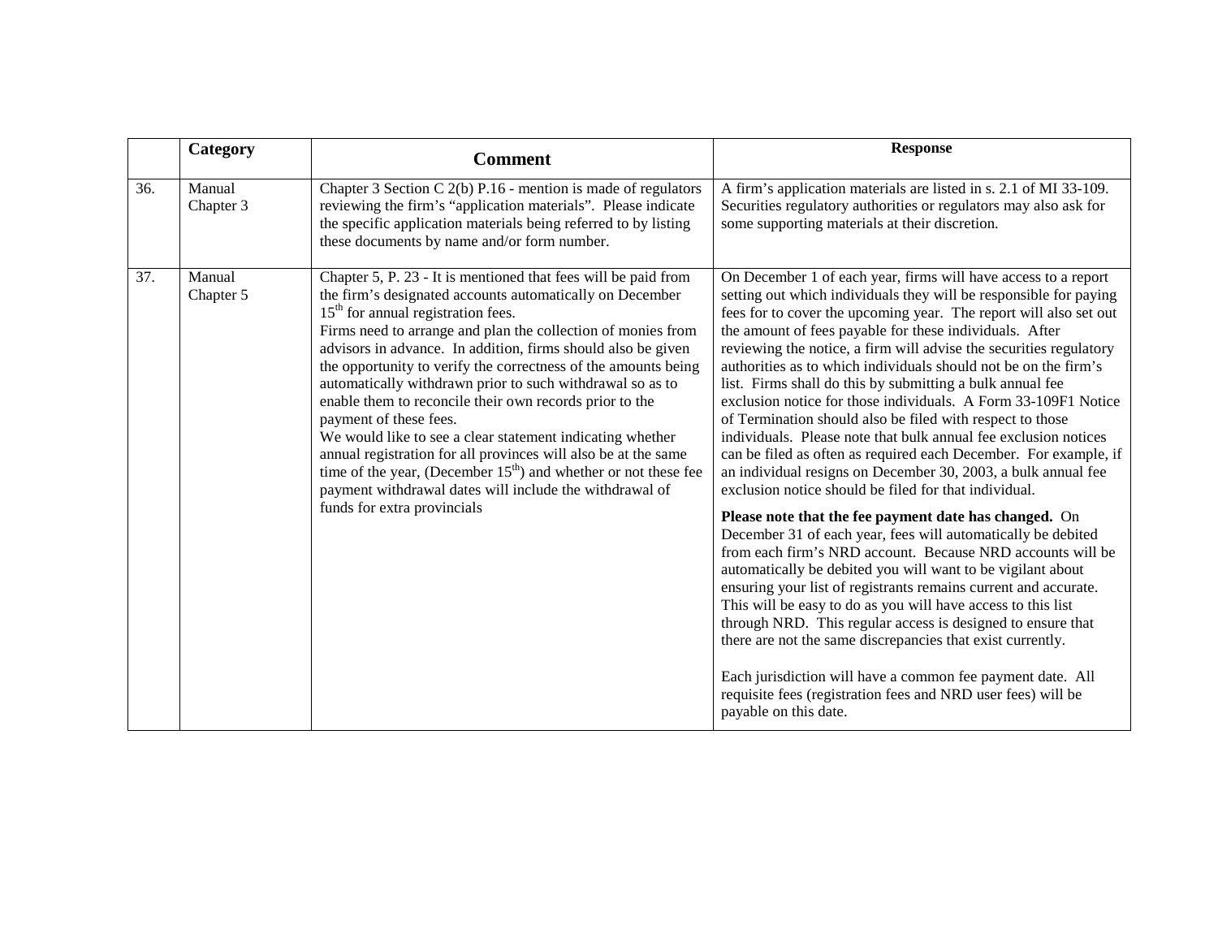| | Category | Comment | Response |
|---|---|---|---|
| 36. | Manual Chapter 3 | Chapter 3 Section C 2(b) P.16 - mention is made of regulators reviewing the firm's "application materials". Please indicate the specific application materials being referred to by listing these documents by name and/or form number. | A firm's application materials are listed in s. 2.1 of MI 33-109. Securities regulatory authorities or regulators may also ask for some supporting materials at their discretion. |
| 37. | Manual Chapter 5 | Chapter 5, P. 23 - It is mentioned that fees will be paid from the firm's designated accounts automatically on December 15th for annual registration fees.<br>Firms need to arrange and plan the collection of monies from advisors in advance. In addition, firms should also be given the opportunity to verify the correctness of the amounts being automatically withdrawn prior to such withdrawal so as to enable them to reconcile their own records prior to the payment of these fees.<br>We would like to see a clear statement indicating whether annual registration for all provinces will also be at the same time of the year, (December 15th) and whether or not these fee payment withdrawal dates will include the withdrawal of funds for extra provincials | On December 1 of each year, firms will have access to a report setting out which individuals they will be responsible for paying fees for to cover the upcoming year. The report will also set out the amount of fees payable for these individuals. After reviewing the notice, a firm will advise the securities regulatory authorities as to which individuals should not be on the firm's list. Firms shall do this by submitting a bulk annual fee exclusion notice for those individuals. A Form 33-109F1 Notice of Termination should also be filed with respect to those individuals. Please note that bulk annual fee exclusion notices can be filed as often as required each December. For example, if an individual resigns on December 30, 2003, a bulk annual fee exclusion notice should be filed for that individual.<br><br>**Please note that the fee payment date has changed.** On December 31 of each year, fees will automatically be debited from each firm's NRD account. Because NRD accounts will be automatically be debited you will want to be vigilant about ensuring your list of registrants remains current and accurate. This will be easy to do as you will have access to this list through NRD. This regular access is designed to ensure that there are not the same discrepancies that exist currently.<br><br>Each jurisdiction will have a common fee payment date. All requisite fees (registration fees and NRD user fees) will be payable on this date. |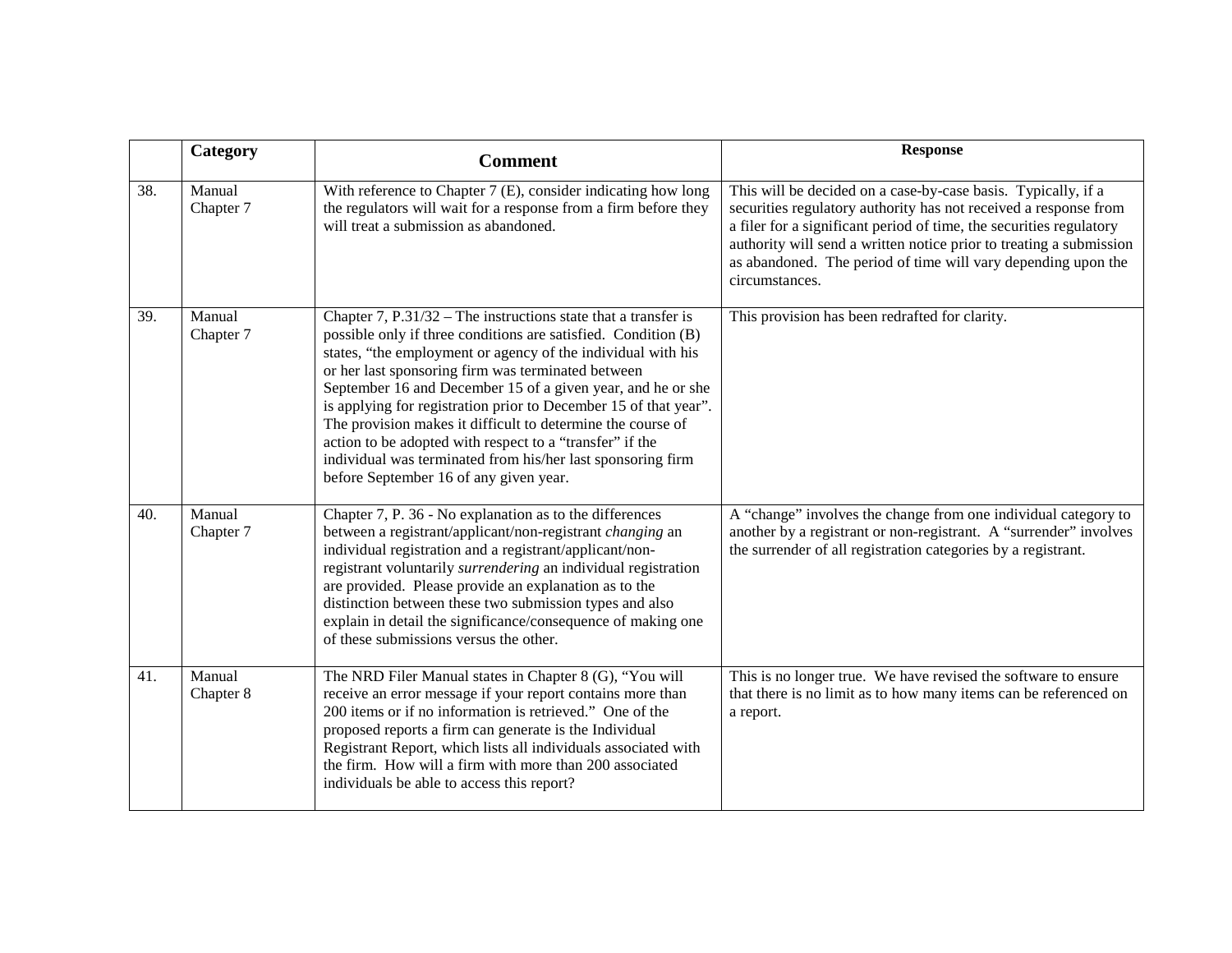|  | Category | Comment | Response |
|---|---|---|---|
| 38. | Manual Chapter 7 | With reference to Chapter 7 (E), consider indicating how long the regulators will wait for a response from a firm before they will treat a submission as abandoned. | This will be decided on a case-by-case basis. Typically, if a securities regulatory authority has not received a response from a filer for a significant period of time, the securities regulatory authority will send a written notice prior to treating a submission as abandoned. The period of time will vary depending upon the circumstances. |
| 39. | Manual Chapter 7 | Chapter 7, P.31/32 – The instructions state that a transfer is possible only if three conditions are satisfied. Condition (B) states, "the employment or agency of the individual with his or her last sponsoring firm was terminated between September 16 and December 15 of a given year, and he or she is applying for registration prior to December 15 of that year". The provision makes it difficult to determine the course of action to be adopted with respect to a "transfer" if the individual was terminated from his/her last sponsoring firm before September 16 of any given year. | This provision has been redrafted for clarity. |
| 40. | Manual Chapter 7 | Chapter 7, P. 36 - No explanation as to the differences between a registrant/applicant/non-registrant *changing* an individual registration and a registrant/applicant/non-registrant voluntarily *surrendering* an individual registration are provided. Please provide an explanation as to the distinction between these two submission types and also explain in detail the significance/consequence of making one of these submissions versus the other. | A "change" involves the change from one individual category to another by a registrant or non-registrant. A "surrender" involves the surrender of all registration categories by a registrant. |
| 41. | Manual Chapter 8 | The NRD Filer Manual states in Chapter 8 (G), "You will receive an error message if your report contains more than 200 items or if no information is retrieved." One of the proposed reports a firm can generate is the Individual Registrant Report, which lists all individuals associated with the firm. How will a firm with more than 200 associated individuals be able to access this report? | This is no longer true. We have revised the software to ensure that there is no limit as to how many items can be referenced on a report. |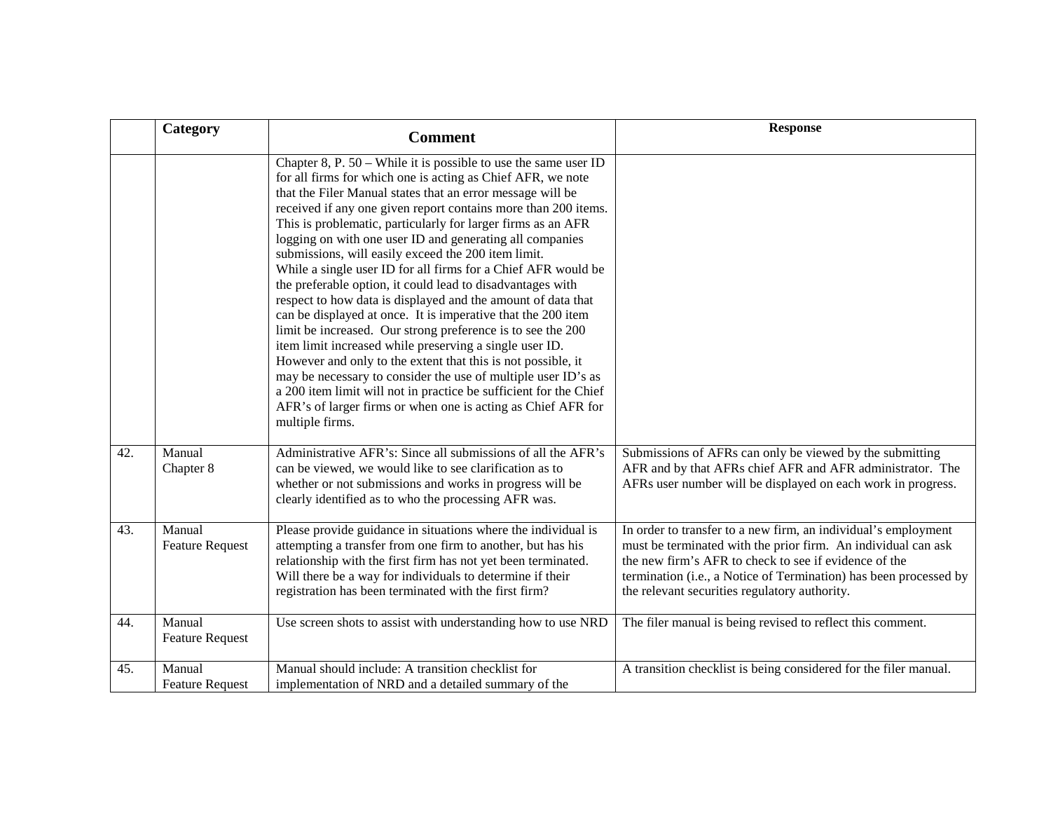|  | Category | Comment | Response |
| --- | --- | --- | --- |
|  |  | Chapter 8, P. 50 – While it is possible to use the same user ID for all firms for which one is acting as Chief AFR, we note that the Filer Manual states that an error message will be received if any one given report contains more than 200 items. This is problematic, particularly for larger firms as an AFR logging on with one user ID and generating all companies submissions, will easily exceed the 200 item limit.<br>While a single user ID for all firms for a Chief AFR would be the preferable option, it could lead to disadvantages with respect to how data is displayed and the amount of data that can be displayed at once. It is imperative that the 200 item limit be increased. Our strong preference is to see the 200 item limit increased while preserving a single user ID. However and only to the extent that this is not possible, it may be necessary to consider the use of multiple user ID's as a 200 item limit will not in practice be sufficient for the Chief AFR's of larger firms or when one is acting as Chief AFR for multiple firms. |  |
| 42. | Manual<br>Chapter 8 | Administrative AFR's: Since all submissions of all the AFR's can be viewed, we would like to see clarification as to whether or not submissions and works in progress will be clearly identified as to who the processing AFR was. | Submissions of AFRs can only be viewed by the submitting AFR and by that AFRs chief AFR and AFR administrator. The AFRs user number will be displayed on each work in progress. |
| 43. | Manual<br>Feature Request | Please provide guidance in situations where the individual is attempting a transfer from one firm to another, but has his relationship with the first firm has not yet been terminated. Will there be a way for individuals to determine if their registration has been terminated with the first firm? | In order to transfer to a new firm, an individual's employment must be terminated with the prior firm. An individual can ask the new firm's AFR to check to see if evidence of the termination (i.e., a Notice of Termination) has been processed by the relevant securities regulatory authority. |
| 44. | Manual<br>Feature Request | Use screen shots to assist with understanding how to use NRD | The filer manual is being revised to reflect this comment. |
| 45. | Manual<br>Feature Request | Manual should include: A transition checklist for implementation of NRD and a detailed summary of the | A transition checklist is being considered for the filer manual. |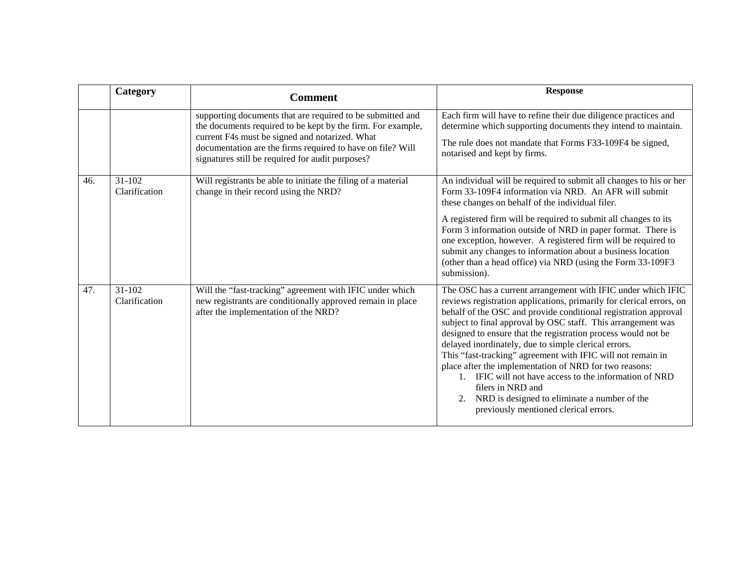| | Category | Comment | Response |
|---|---|---|---|
| | | supporting documents that are required to be submitted and the documents required to be kept by the firm. For example, current F4s must be signed and notarized. What documentation are the firms required to have on file? Will signatures still be required for audit purposes? | Each firm will have to refine their due diligence practices and determine which supporting documents they intend to maintain.<br><br>The rule does not mandate that Forms F33-109F4 be signed, notarised and kept by firms. |
| 46. | 31-102 Clarification | Will registrants be able to initiate the filing of a material change in their record using the NRD? | An individual will be required to submit all changes to his or her Form 33-109F4 information via NRD. An AFR will submit these changes on behalf of the individual filer.<br><br>A registered firm will be required to submit all changes to its Form 3 information outside of NRD in paper format. There is one exception, however. A registered firm will be required to submit any changes to information about a business location (other than a head office) via NRD (using the Form 33-109F3 submission). |
| 47. | 31-102 Clarification | Will the "fast-tracking" agreement with IFIC under which new registrants are conditionally approved remain in place after the implementation of the NRD? | The OSC has a current arrangement with IFIC under which IFIC reviews registration applications, primarily for clerical errors, on behalf of the OSC and provide conditional registration approval subject to final approval by OSC staff. This arrangement was designed to ensure that the registration process would not be delayed inordinately, due to simple clerical errors.<br>This "fast-tracking" agreement with IFIC will not remain in place after the implementation of NRD for two reasons:<br>1. IFIC will not have access to the information of NRD filers in NRD and<br>2. NRD is designed to eliminate a number of the previously mentioned clerical errors. |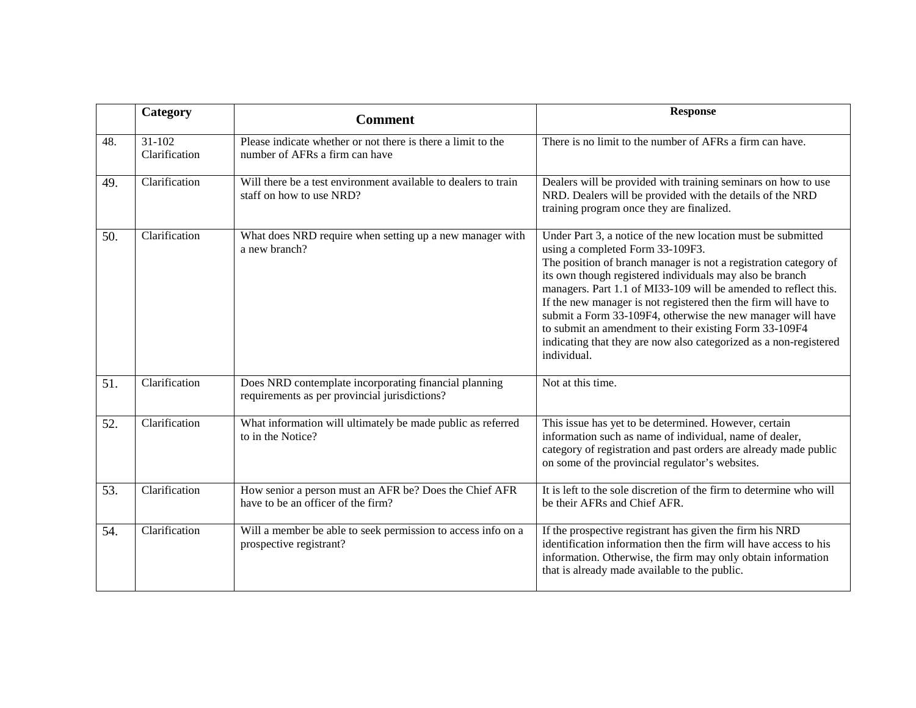| | Category | Comment | Response |
|---|---|---|---|
| 48. | 31-102 Clarification | Please indicate whether or not there is there a limit to the number of AFRs a firm can have | There is no limit to the number of AFRs a firm can have. |
| 49. | Clarification | Will there be a test environment available to dealers to train staff on how to use NRD? | Dealers will be provided with training seminars on how to use NRD. Dealers will be provided with the details of the NRD training program once they are finalized. |
| 50. | Clarification | What does NRD require when setting up a new manager with a new branch? | Under Part 3, a notice of the new location must be submitted using a completed Form 33-109F3.<br>The position of branch manager is not a registration category of its own though registered individuals may also be branch managers. Part 1.1 of MI33-109 will be amended to reflect this. If the new manager is not registered then the firm will have to submit a Form 33-109F4, otherwise the new manager will have to submit an amendment to their existing Form 33-109F4 indicating that they are now also categorized as a non-registered individual. |
| 51. | Clarification | Does NRD contemplate incorporating financial planning requirements as per provincial jurisdictions? | Not at this time. |
| 52. | Clarification | What information will ultimately be made public as referred to in the Notice? | This issue has yet to be determined. However, certain information such as name of individual, name of dealer, category of registration and past orders are already made public on some of the provincial regulator's websites. |
| 53. | Clarification | How senior a person must an AFR be? Does the Chief AFR have to be an officer of the firm? | It is left to the sole discretion of the firm to determine who will be their AFRs and Chief AFR. |
| 54. | Clarification | Will a member be able to seek permission to access info on a prospective registrant? | If the prospective registrant has given the firm his NRD identification information then the firm will have access to his information. Otherwise, the firm may only obtain information that is already made available to the public. |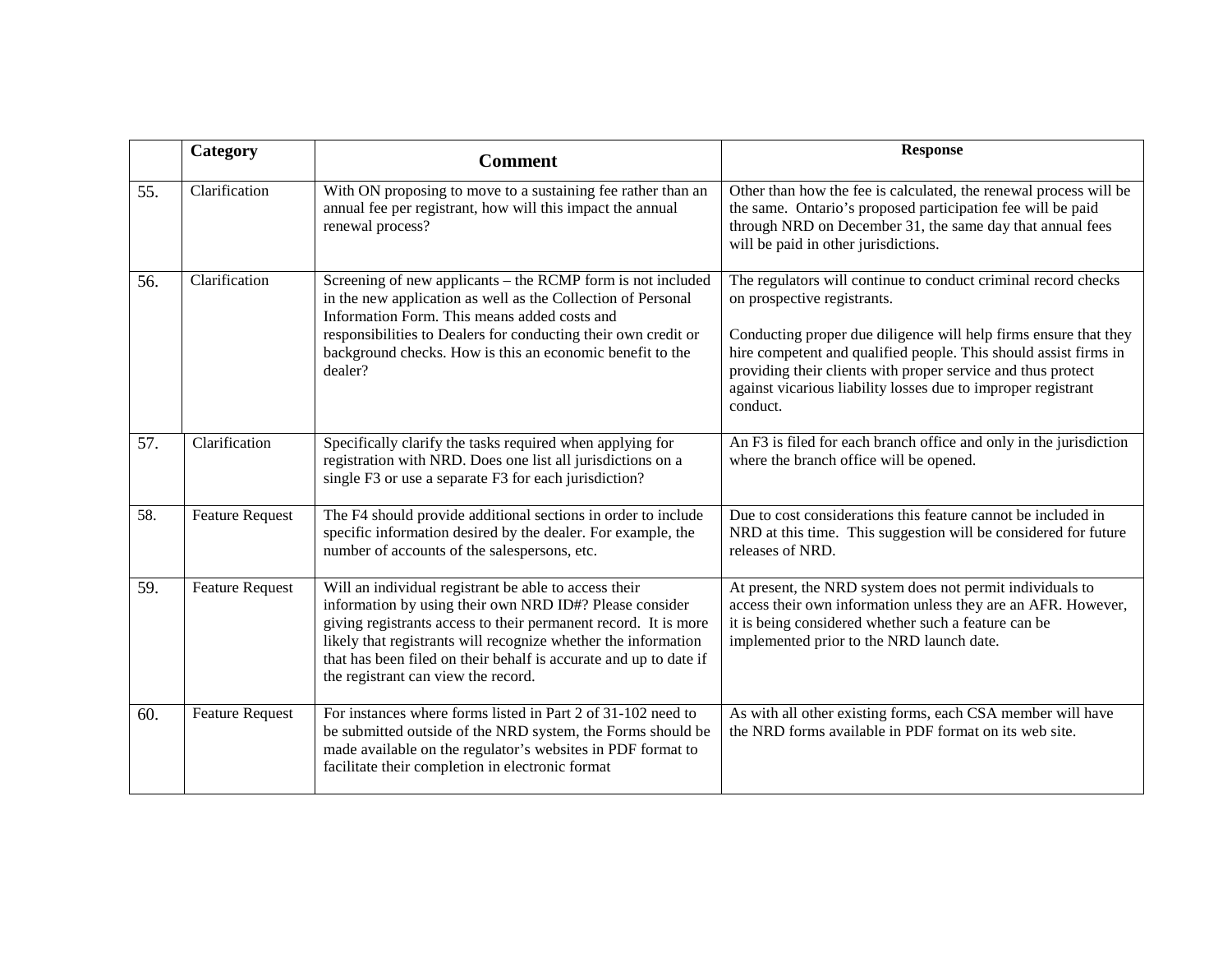| | Category | Comment | Response |
|---|---|---|---|
| 55. | Clarification | With ON proposing to move to a sustaining fee rather than an annual fee per registrant, how will this impact the annual renewal process? | Other than how the fee is calculated, the renewal process will be the same. Ontario's proposed participation fee will be paid through NRD on December 31, the same day that annual fees will be paid in other jurisdictions. |
| 56. | Clarification | Screening of new applicants – the RCMP form is not included in the new application as well as the Collection of Personal Information Form. This means added costs and responsibilities to Dealers for conducting their own credit or background checks. How is this an economic benefit to the dealer? | The regulators will continue to conduct criminal record checks on prospective registrants.<br><br>Conducting proper due diligence will help firms ensure that they hire competent and qualified people. This should assist firms in providing their clients with proper service and thus protect against vicarious liability losses due to improper registrant conduct. |
| 57. | Clarification | Specifically clarify the tasks required when applying for registration with NRD. Does one list all jurisdictions on a single F3 or use a separate F3 for each jurisdiction? | An F3 is filed for each branch office and only in the jurisdiction where the branch office will be opened. |
| 58. | Feature Request | The F4 should provide additional sections in order to include specific information desired by the dealer. For example, the number of accounts of the salespersons, etc. | Due to cost considerations this feature cannot be included in NRD at this time. This suggestion will be considered for future releases of NRD. |
| 59. | Feature Request | Will an individual registrant be able to access their information by using their own NRD ID#? Please consider giving registrants access to their permanent record. It is more likely that registrants will recognize whether the information that has been filed on their behalf is accurate and up to date if the registrant can view the record. | At present, the NRD system does not permit individuals to access their own information unless they are an AFR. However, it is being considered whether such a feature can be implemented prior to the NRD launch date. |
| 60. | Feature Request | For instances where forms listed in Part 2 of 31-102 need to be submitted outside of the NRD system, the Forms should be made available on the regulator's websites in PDF format to facilitate their completion in electronic format | As with all other existing forms, each CSA member will have the NRD forms available in PDF format on its web site. |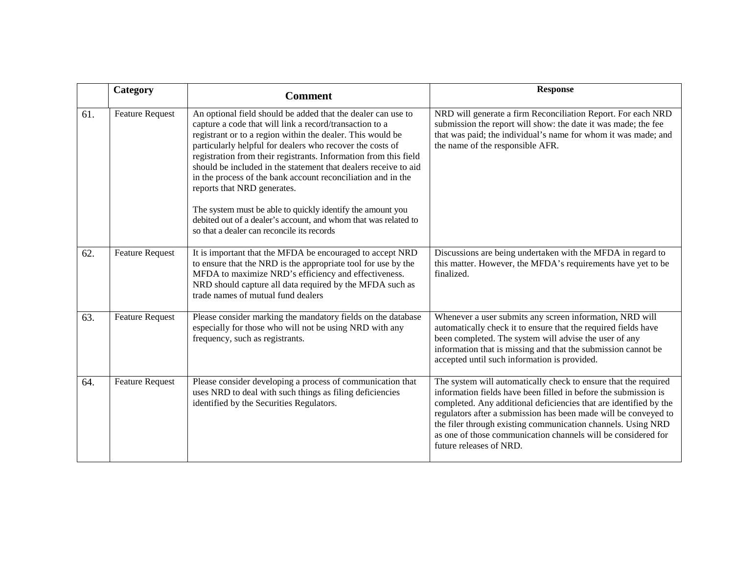|  | Category | Comment | Response |
|---|---|---|---|
| 61. | Feature Request | An optional field should be added that the dealer can use to capture a code that will link a record/transaction to a registrant or to a region within the dealer. This would be particularly helpful for dealers who recover the costs of registration from their registrants. Information from this field should be included in the statement that dealers receive to aid in the process of the bank account reconciliation and in the reports that NRD generates.<br><br>The system must be able to quickly identify the amount you debited out of a dealer's account, and whom that was related to so that a dealer can reconcile its records | NRD will generate a firm Reconciliation Report. For each NRD submission the report will show: the date it was made; the fee that was paid; the individual's name for whom it was made; and the name of the responsible AFR. |
| 62. | Feature Request | It is important that the MFDA be encouraged to accept NRD to ensure that the NRD is the appropriate tool for use by the MFDA to maximize NRD's efficiency and effectiveness. NRD should capture all data required by the MFDA such as trade names of mutual fund dealers | Discussions are being undertaken with the MFDA in regard to this matter. However, the MFDA's requirements have yet to be finalized. |
| 63. | Feature Request | Please consider marking the mandatory fields on the database especially for those who will not be using NRD with any frequency, such as registrants. | Whenever a user submits any screen information, NRD will automatically check it to ensure that the required fields have been completed. The system will advise the user of any information that is missing and that the submission cannot be accepted until such information is provided. |
| 64. | Feature Request | Please consider developing a process of communication that uses NRD to deal with such things as filing deficiencies identified by the Securities Regulators. | The system will automatically check to ensure that the required information fields have been filled in before the submission is completed. Any additional deficiencies that are identified by the regulators after a submission has been made will be conveyed to the filer through existing communication channels. Using NRD as one of those communication channels will be considered for future releases of NRD. |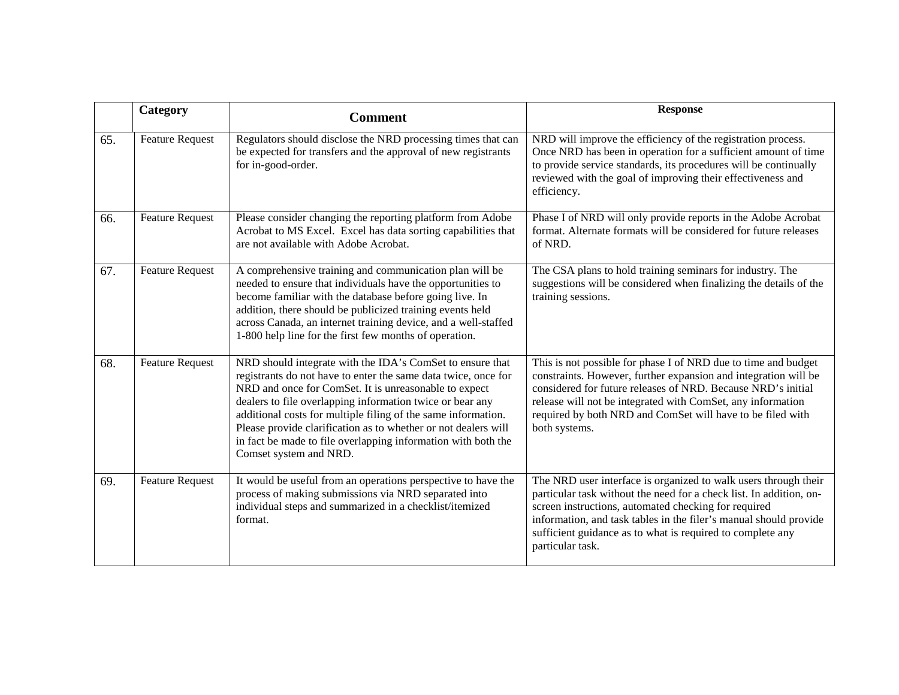| | Category | Comment | Response |
|---|---|---|---|
| 65. | Feature Request | Regulators should disclose the NRD processing times that can be expected for transfers and the approval of new registrants for in-good-order. | NRD will improve the efficiency of the registration process. Once NRD has been in operation for a sufficient amount of time to provide service standards, its procedures will be continually reviewed with the goal of improving their effectiveness and efficiency. |
| 66. | Feature Request | Please consider changing the reporting platform from Adobe Acrobat to MS Excel. Excel has data sorting capabilities that are not available with Adobe Acrobat. | Phase I of NRD will only provide reports in the Adobe Acrobat format. Alternate formats will be considered for future releases of NRD. |
| 67. | Feature Request | A comprehensive training and communication plan will be needed to ensure that individuals have the opportunities to become familiar with the database before going live. In addition, there should be publicized training events held across Canada, an internet training device, and a well-staffed 1-800 help line for the first few months of operation. | The CSA plans to hold training seminars for industry. The suggestions will be considered when finalizing the details of the training sessions. |
| 68. | Feature Request | NRD should integrate with the IDA's ComSet to ensure that registrants do not have to enter the same data twice, once for NRD and once for ComSet. It is unreasonable to expect dealers to file overlapping information twice or bear any additional costs for multiple filing of the same information. Please provide clarification as to whether or not dealers will in fact be made to file overlapping information with both the Comset system and NRD. | This is not possible for phase I of NRD due to time and budget constraints. However, further expansion and integration will be considered for future releases of NRD. Because NRD's initial release will not be integrated with ComSet, any information required by both NRD and ComSet will have to be filed with both systems. |
| 69. | Feature Request | It would be useful from an operations perspective to have the process of making submissions via NRD separated into individual steps and summarized in a checklist/itemized format. | The NRD user interface is organized to walk users through their particular task without the need for a check list. In addition, on-screen instructions, automated checking for required information, and task tables in the filer's manual should provide sufficient guidance as to what is required to complete any particular task. |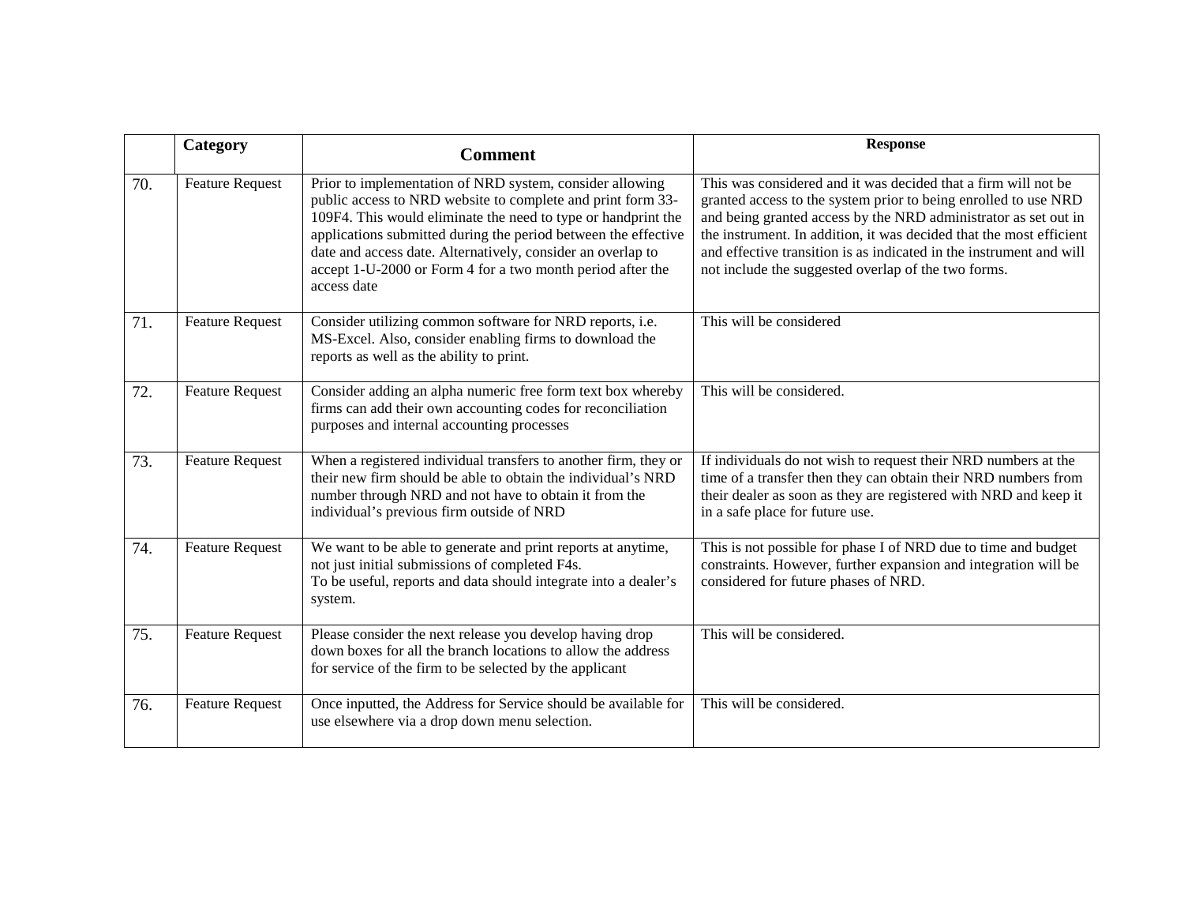| | Category | Comment | Response |
|---|---|---|---|
| 70. | Feature Request | Prior to implementation of NRD system, consider allowing public access to NRD website to complete and print form 33-109F4. This would eliminate the need to type or handprint the applications submitted during the period between the effective date and access date. Alternatively, consider an overlap to accept 1-U-2000 or Form 4 for a two month period after the access date | This was considered and it was decided that a firm will not be granted access to the system prior to being enrolled to use NRD and being granted access by the NRD administrator as set out in the instrument. In addition, it was decided that the most efficient and effective transition is as indicated in the instrument and will not include the suggested overlap of the two forms. |
| 71. | Feature Request | Consider utilizing common software for NRD reports, i.e. MS-Excel. Also, consider enabling firms to download the reports as well as the ability to print. | This will be considered |
| 72. | Feature Request | Consider adding an alpha numeric free form text box whereby firms can add their own accounting codes for reconciliation purposes and internal accounting processes | This will be considered. |
| 73. | Feature Request | When a registered individual transfers to another firm, they or their new firm should be able to obtain the individual's NRD number through NRD and not have to obtain it from the individual's previous firm outside of NRD | If individuals do not wish to request their NRD numbers at the time of a transfer then they can obtain their NRD numbers from their dealer as soon as they are registered with NRD and keep it in a safe place for future use. |
| 74. | Feature Request | We want to be able to generate and print reports at anytime, not just initial submissions of completed F4s.<br>To be useful, reports and data should integrate into a dealer's system. | This is not possible for phase I of NRD due to time and budget constraints. However, further expansion and integration will be considered for future phases of NRD. |
| 75. | Feature Request | Please consider the next release you develop having drop down boxes for all the branch locations to allow the address for service of the firm to be selected by the applicant | This will be considered. |
| 76. | Feature Request | Once inputted, the Address for Service should be available for use elsewhere via a drop down menu selection. | This will be considered. |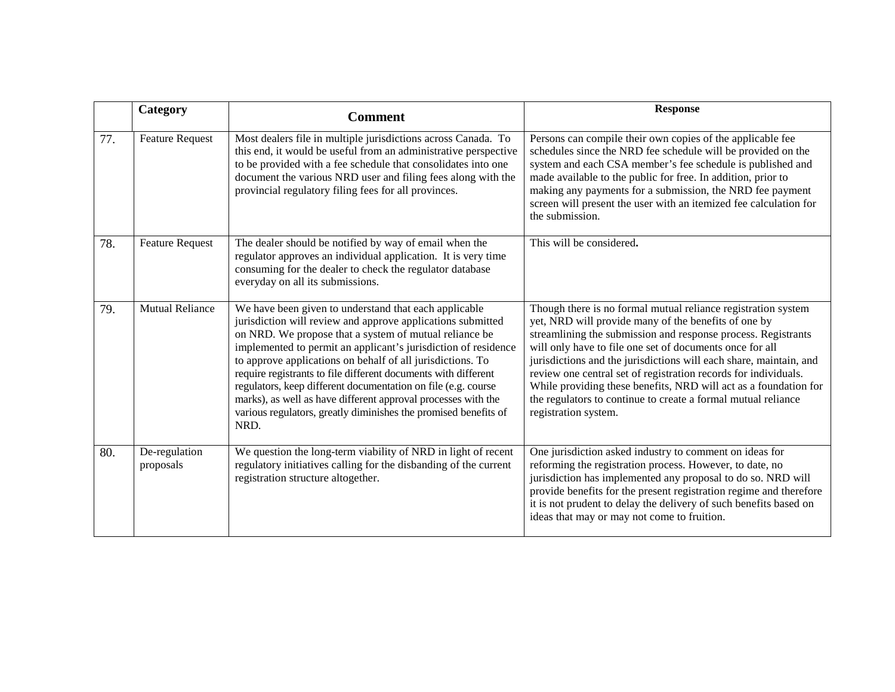|  | Category | Comment | Response |
|---|---|---|---|
| 77. | Feature Request | Most dealers file in multiple jurisdictions across Canada. To this end, it would be useful from an administrative perspective to be provided with a fee schedule that consolidates into one document the various NRD user and filing fees along with the provincial regulatory filing fees for all provinces. | Persons can compile their own copies of the applicable fee schedules since the NRD fee schedule will be provided on the system and each CSA member's fee schedule is published and made available to the public for free. In addition, prior to making any payments for a submission, the NRD fee payment screen will present the user with an itemized fee calculation for the submission. |
| 78. | Feature Request | The dealer should be notified by way of email when the regulator approves an individual application. It is very time consuming for the dealer to check the regulator database everyday on all its submissions. | This will be considered. |
| 79. | Mutual Reliance | We have been given to understand that each applicable jurisdiction will review and approve applications submitted on NRD. We propose that a system of mutual reliance be implemented to permit an applicant's jurisdiction of residence to approve applications on behalf of all jurisdictions. To require registrants to file different documents with different regulators, keep different documentation on file (e.g. course marks), as well as have different approval processes with the various regulators, greatly diminishes the promised benefits of NRD. | Though there is no formal mutual reliance registration system yet, NRD will provide many of the benefits of one by streamlining the submission and response process. Registrants will only have to file one set of documents once for all jurisdictions and the jurisdictions will each share, maintain, and review one central set of registration records for individuals. While providing these benefits, NRD will act as a foundation for the regulators to continue to create a formal mutual reliance registration system. |
| 80. | De-regulation proposals | We question the long-term viability of NRD in light of recent regulatory initiatives calling for the disbanding of the current registration structure altogether. | One jurisdiction asked industry to comment on ideas for reforming the registration process. However, to date, no jurisdiction has implemented any proposal to do so. NRD will provide benefits for the present registration regime and therefore it is not prudent to delay the delivery of such benefits based on ideas that may or may not come to fruition. |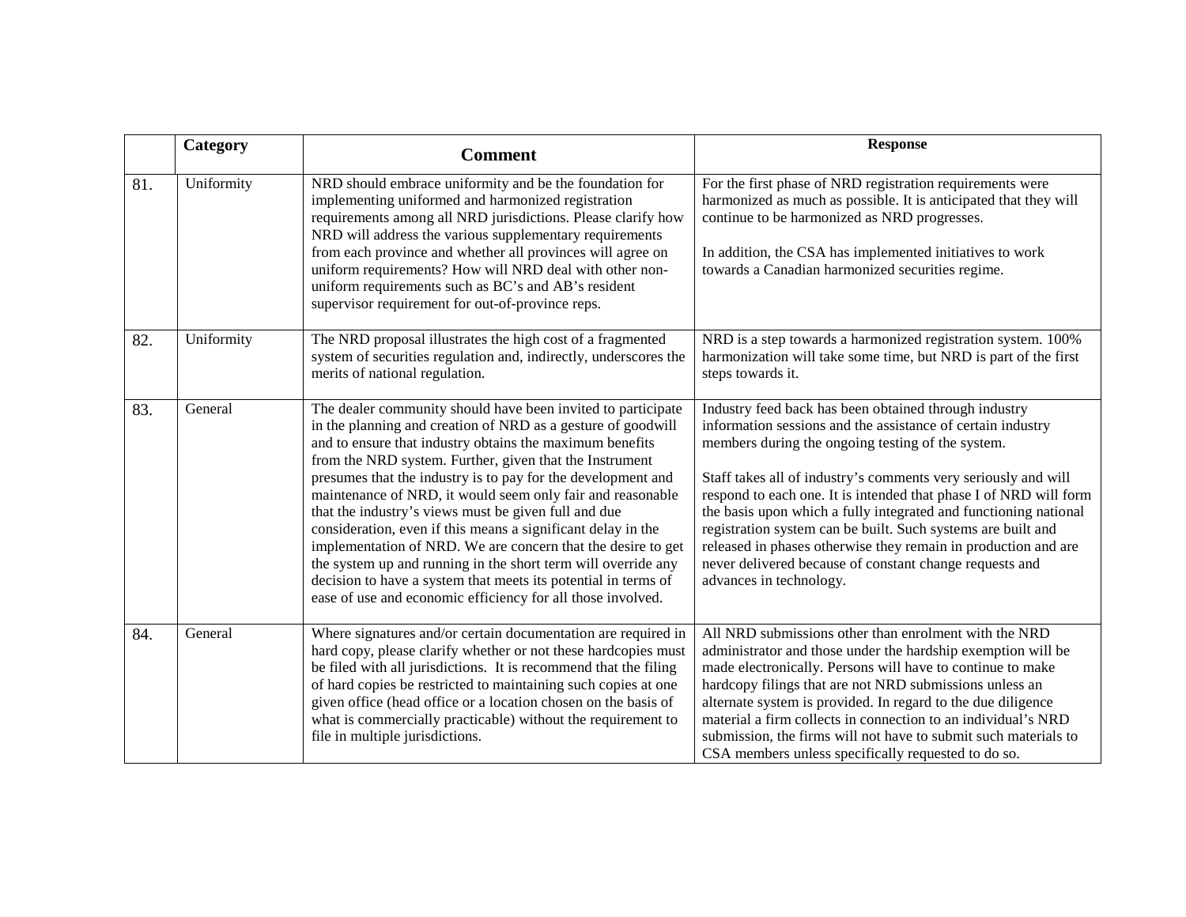| | Category | Comment | Response |
|---|---|---|---|
| 81. | Uniformity | NRD should embrace uniformity and be the foundation for implementing uniformed and harmonized registration requirements among all NRD jurisdictions. Please clarify how NRD will address the various supplementary requirements from each province and whether all provinces will agree on uniform requirements? How will NRD deal with other non-uniform requirements such as BC's and AB's resident supervisor requirement for out-of-province reps. | For the first phase of NRD registration requirements were harmonized as much as possible. It is anticipated that they will continue to be harmonized as NRD progresses.<br><br>In addition, the CSA has implemented initiatives to work towards a Canadian harmonized securities regime. |
| 82. | Uniformity | The NRD proposal illustrates the high cost of a fragmented system of securities regulation and, indirectly, underscores the merits of national regulation. | NRD is a step towards a harmonized registration system. 100% harmonization will take some time, but NRD is part of the first steps towards it. |
| 83. | General | The dealer community should have been invited to participate in the planning and creation of NRD as a gesture of goodwill and to ensure that industry obtains the maximum benefits from the NRD system. Further, given that the Instrument presumes that the industry is to pay for the development and maintenance of NRD, it would seem only fair and reasonable that the industry's views must be given full and due consideration, even if this means a significant delay in the implementation of NRD. We are concern that the desire to get the system up and running in the short term will override any decision to have a system that meets its potential in terms of ease of use and economic efficiency for all those involved. | Industry feed back has been obtained through industry information sessions and the assistance of certain industry members during the ongoing testing of the system.<br><br>Staff takes all of industry's comments very seriously and will respond to each one. It is intended that phase I of NRD will form the basis upon which a fully integrated and functioning national registration system can be built. Such systems are built and released in phases otherwise they remain in production and are never delivered because of constant change requests and advances in technology. |
| 84. | General | Where signatures and/or certain documentation are required in hard copy, please clarify whether or not these hardcopies must be filed with all jurisdictions. It is recommend that the filing of hard copies be restricted to maintaining such copies at one given office (head office or a location chosen on the basis of what is commercially practicable) without the requirement to file in multiple jurisdictions. | All NRD submissions other than enrolment with the NRD administrator and those under the hardship exemption will be made electronically. Persons will have to continue to make hardcopy filings that are not NRD submissions unless an alternate system is provided. In regard to the due diligence material a firm collects in connection to an individual's NRD submission, the firms will not have to submit such materials to CSA members unless specifically requested to do so. |